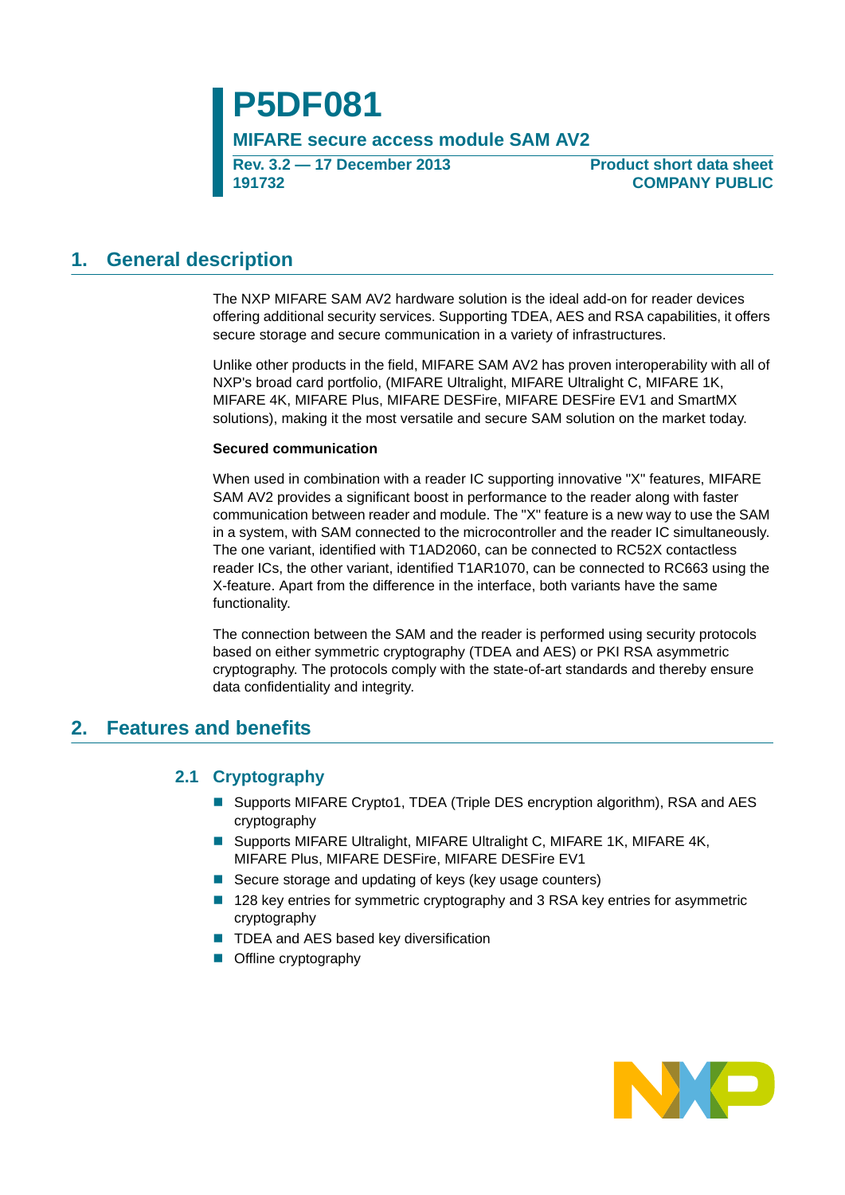# P5DF081

## MIFARE secure access module SAM AV2

**Rev. 3.2 — 17 December 2013**
**191732**

**Product short data sheet**
**COMPANY PUBLIC**

## 1. General description

The NXP MIFARE SAM AV2 hardware solution is the ideal add-on for reader devices offering additional security services. Supporting TDEA, AES and RSA capabilities, it offers secure storage and secure communication in a variety of infrastructures.

Unlike other products in the field, MIFARE SAM AV2 has proven interoperability with all of NXP's broad card portfolio, (MIFARE Ultralight, MIFARE Ultralight C, MIFARE 1K, MIFARE 4K, MIFARE Plus, MIFARE DESFire, MIFARE DESFire EV1 and SmartMX solutions), making it the most versatile and secure SAM solution on the market today.

**Secured communication**

When used in combination with a reader IC supporting innovative "X" features, MIFARE SAM AV2 provides a significant boost in performance to the reader along with faster communication between reader and module. The "X" feature is a new way to use the SAM in a system, with SAM connected to the microcontroller and the reader IC simultaneously. The one variant, identified with T1AD2060, can be connected to RC52X contactless reader ICs, the other variant, identified T1AR1070, can be connected to RC663 using the X-feature. Apart from the difference in the interface, both variants have the same functionality.

The connection between the SAM and the reader is performed using security protocols based on either symmetric cryptography (TDEA and AES) or PKI RSA asymmetric cryptography. The protocols comply with the state-of-art standards and thereby ensure data confidentiality and integrity.

## 2. Features and benefits

### 2.1 Cryptography

- Supports MIFARE Crypto1, TDEA (Triple DES encryption algorithm), RSA and AES cryptography
- Supports MIFARE Ultralight, MIFARE Ultralight C, MIFARE 1K, MIFARE 4K, MIFARE Plus, MIFARE DESFire, MIFARE DESFire EV1
- Secure storage and updating of keys (key usage counters)
- 128 key entries for symmetric cryptography and 3 RSA key entries for asymmetric cryptography
- TDEA and AES based key diversification
- Offline cryptography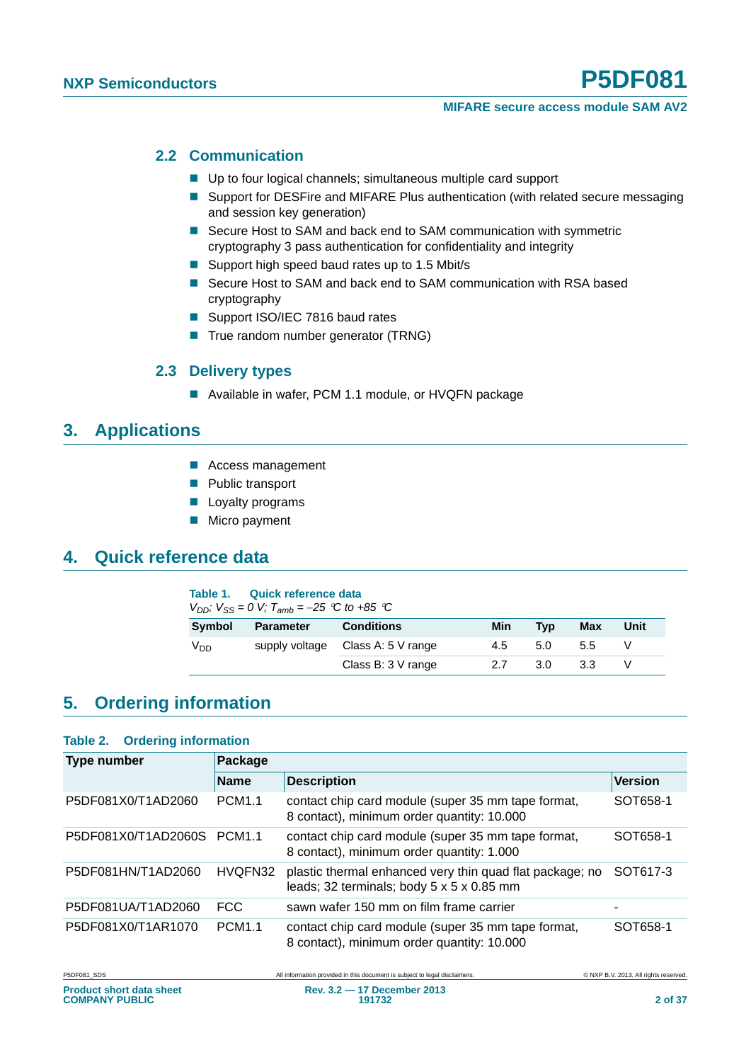### 2.2 Communication

- Up to four logical channels; simultaneous multiple card support
- Support for DESFire and MIFARE Plus authentication (with related secure messaging and session key generation)
- Secure Host to SAM and back end to SAM communication with symmetric cryptography 3 pass authentication for confidentiality and integrity
- Support high speed baud rates up to 1.5 Mbit/s
- Secure Host to SAM and back end to SAM communication with RSA based cryptography
- Support ISO/IEC 7816 baud rates
- True random number generator (TRNG)

### 2.3 Delivery types

- Available in wafer, PCM 1.1 module, or HVQFN package

## 3. Applications

- Access management
- Public transport
- Loyalty programs
- Micro payment

## 4. Quick reference data

**Table 1. Quick reference data**

*$V_{DD}$; $V_{SS}$ = 0 V; $T_{amb}$ = −25 °C to +85 °C*

| Symbol | Parameter | Conditions | Min | Typ | Max | Unit |
|---|---|---|---|---|---|---|
| $V_{DD}$ | supply voltage | Class A: 5 V range | 4.5 | 5.0 | 5.5 | V |
| | | Class B: 3 V range | 2.7 | 3.0 | 3.3 | V |

## 5. Ordering information

**Table 2. Ordering information**

| Type number | Package | | |
|---|---|---|---|
| | Name | Description | Version |
| P5DF081X0/T1AD2060 | PCM1.1 | contact chip card module (super 35 mm tape format, 8 contact), minimum order quantity: 10.000 | SOT658-1 |
| P5DF081X0/T1AD2060S | PCM1.1 | contact chip card module (super 35 mm tape format, 8 contact), minimum order quantity: 1.000 | SOT658-1 |
| P5DF081HN/T1AD2060 | HVQFN32 | plastic thermal enhanced very thin quad flat package; no leads; 32 terminals; body 5 x 5 x 0.85 mm | SOT617-3 |
| P5DF081UA/T1AD2060 | FCC | sawn wafer 150 mm on film frame carrier | - |
| P5DF081X0/T1AR1070 | PCM1.1 | contact chip card module (super 35 mm tape format, 8 contact), minimum order quantity: 10.000 | SOT658-1 |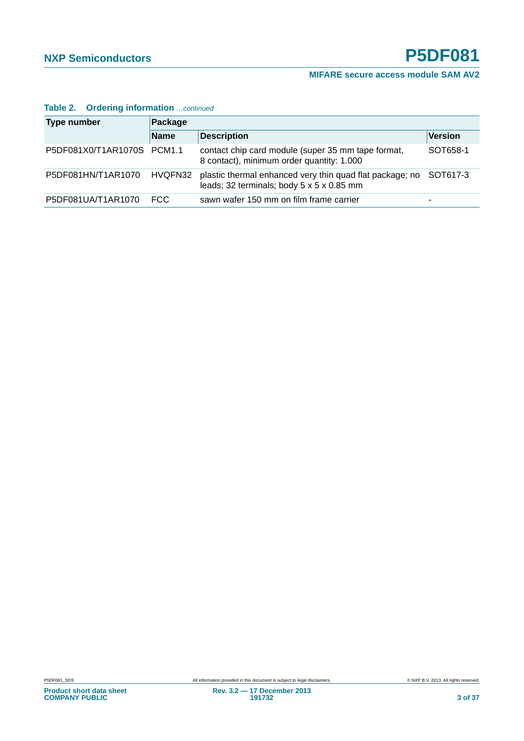**Table 2. Ordering information** *...continued*

| Type number | Package | | |
|---|---|---|---|
| | **Name** | **Description** | **Version** |
| P5DF081X0/T1AR1070S | PCM1.1 | contact chip card module (super 35 mm tape format, 8 contact), minimum order quantity: 1.000 | SOT658-1 |
| P5DF081HN/T1AR1070 | HVQFN32 | plastic thermal enhanced very thin quad flat package; no leads; 32 terminals; body 5 x 5 x 0.85 mm | SOT617-3 |
| P5DF081UA/T1AR1070 | FCC | sawn wafer 150 mm on film frame carrier | - |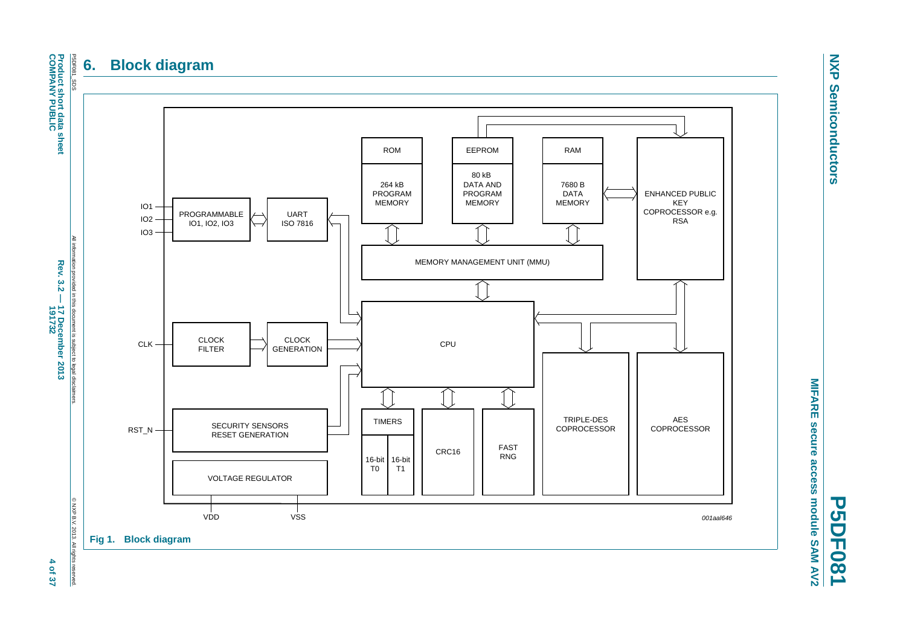# 6. Block diagram

ROM

264 kB PROGRAM MEMORY

EEPROM

80 kB DATA AND PROGRAM MEMORY

RAM

7680 B DATA MEMORY

ENHANCED PUBLIC KEY COPROCESSOR e.g. RSA

IO1

IO2

IO3

PROGRAMMABLE IO1, IO2, IO3

UART ISO 7816

MEMORY MANAGEMENT UNIT (MMU)

CLK

CLOCK FILTER

CLOCK GENERATION

CPU

TRIPLE-DES COPROCESSOR

AES COPROCESSOR

RST_N

SECURITY SENSORS RESET GENERATION

TIMERS

16-bit T0

16-bit T1

CRC16

FAST RNG

VOLTAGE REGULATOR

VDD

VSS

001aal646

**Fig 1. Block diagram**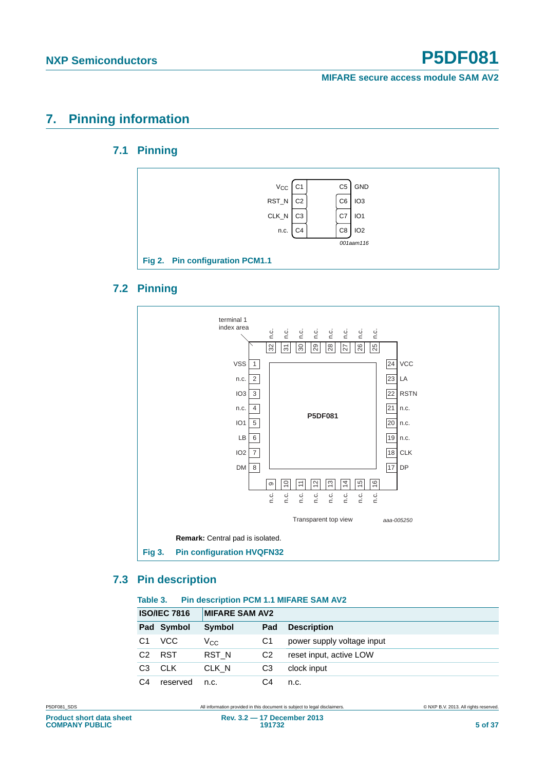## 7. Pinning information

### 7.1 Pinning

| | | | |
|---|---|---|---|
| $V_{CC}$ | C1 | C5 | GND |
| RST_N | C2 | C6 | IO3 |
| CLK_N | C3 | C7 | IO1 |
| n.c. | C4 | C8 | IO2 |

*001aam116*

**Fig 2. Pin configuration PCM1.1**

### 7.2 Pinning

terminal 1 index area

| Pin | Symbol | Pin | Symbol |
|---|---|---|---|
| 1 | VSS | 24 | VCC |
| 2 | n.c. | 23 | LA |
| 3 | IO3 | 22 | RSTN |
| 4 | n.c. | 21 | n.c. |
| 5 | IO1 | 20 | n.c. |
| 6 | LB | 19 | n.c. |
| 7 | IO2 | 18 | CLK |
| 8 | DM | 17 | DP |
| 9 | n.c. | 32 | n.c. |
| 10 | n.c. | 31 | n.c. |
| 11 | n.c. | 30 | n.c. |
| 12 | n.c. | 29 | n.c. |
| 13 | n.c. | 28 | n.c. |
| 14 | n.c. | 27 | n.c. |
| 15 | n.c. | 26 | n.c. |
| 16 | n.c. | 25 | n.c. |

P5DF081

Transparent top view

*aaa-005250*

**Remark:** Central pad is isolated.

**Fig 3. Pin configuration HVQFN32**

### 7.3 Pin description

**Table 3. Pin description PCM 1.1 MIFARE SAM AV2**

| ISO/IEC 7816 | | MIFARE SAM AV2 | | |
|---|---|---|---|---|
| **Pad** | **Symbol** | **Symbol** | **Pad** | **Description** |
| C1 | VCC | $V_{CC}$ | C1 | power supply voltage input |
| C2 | RST | RST_N | C2 | reset input, active LOW |
| C3 | CLK | CLK_N | C3 | clock input |
| C4 | reserved | n.c. | C4 | n.c. |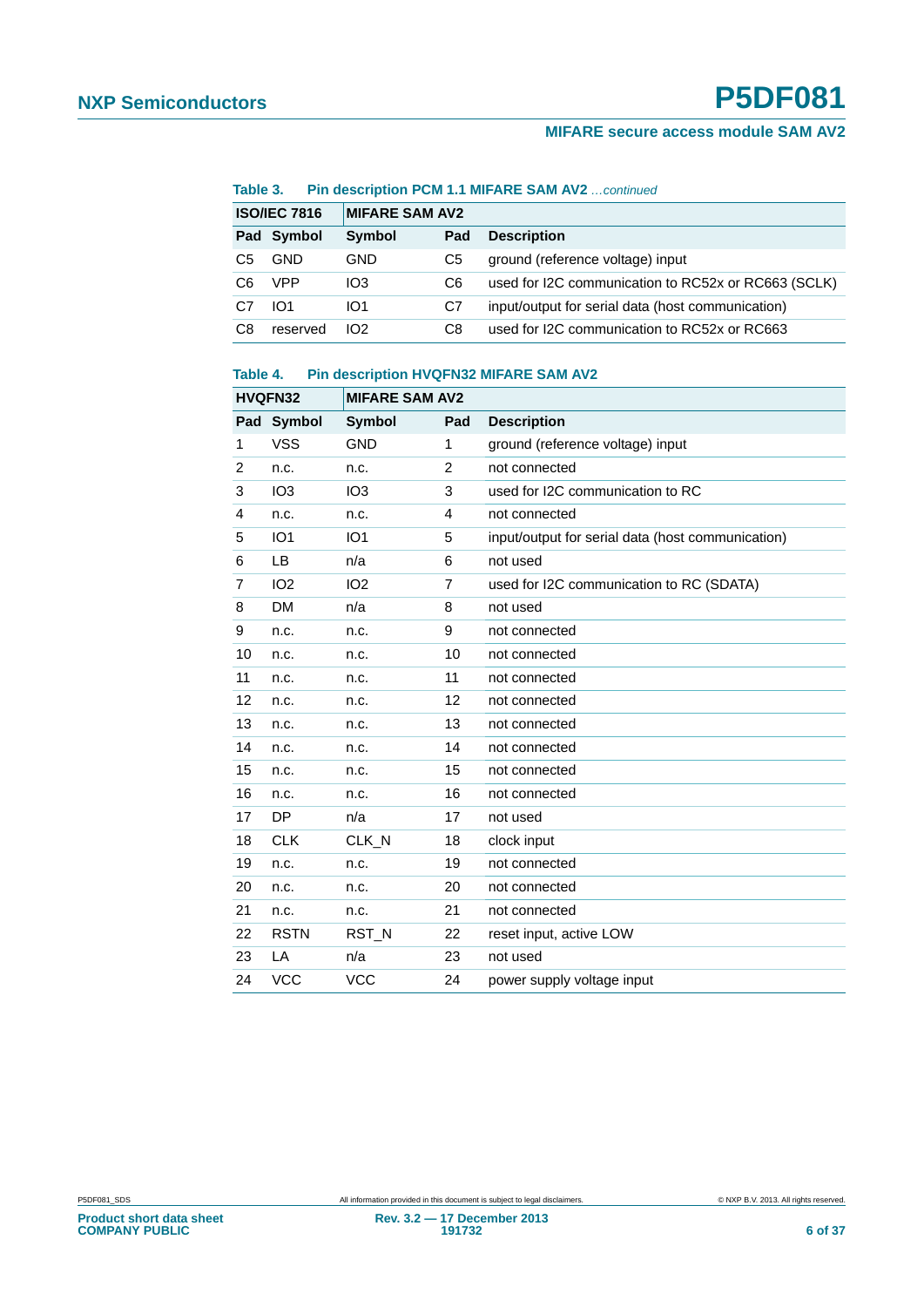**Table 3. Pin description PCM 1.1 MIFARE SAM AV2** *…continued*

| ISO/IEC 7816 | | MIFARE SAM AV2 | | |
|---|---|---|---|---|
| **Pad** | **Symbol** | **Symbol** | **Pad** | **Description** |
| C5 | GND | GND | C5 | ground (reference voltage) input |
| C6 | VPP | IO3 | C6 | used for I2C communication to RC52x or RC663 (SCLK) |
| C7 | IO1 | IO1 | C7 | input/output for serial data (host communication) |
| C8 | reserved | IO2 | C8 | used for I2C communication to RC52x or RC663 |

**Table 4. Pin description HVQFN32 MIFARE SAM AV2**

| HVQFN32 | | MIFARE SAM AV2 | | |
|---|---|---|---|---|
| **Pad** | **Symbol** | **Symbol** | **Pad** | **Description** |
| 1 | VSS | GND | 1 | ground (reference voltage) input |
| 2 | n.c. | n.c. | 2 | not connected |
| 3 | IO3 | IO3 | 3 | used for I2C communication to RC |
| 4 | n.c. | n.c. | 4 | not connected |
| 5 | IO1 | IO1 | 5 | input/output for serial data (host communication) |
| 6 | LB | n/a | 6 | not used |
| 7 | IO2 | IO2 | 7 | used for I2C communication to RC (SDATA) |
| 8 | DM | n/a | 8 | not used |
| 9 | n.c. | n.c. | 9 | not connected |
| 10 | n.c. | n.c. | 10 | not connected |
| 11 | n.c. | n.c. | 11 | not connected |
| 12 | n.c. | n.c. | 12 | not connected |
| 13 | n.c. | n.c. | 13 | not connected |
| 14 | n.c. | n.c. | 14 | not connected |
| 15 | n.c. | n.c. | 15 | not connected |
| 16 | n.c. | n.c. | 16 | not connected |
| 17 | DP | n/a | 17 | not used |
| 18 | CLK | CLK_N | 18 | clock input |
| 19 | n.c. | n.c. | 19 | not connected |
| 20 | n.c. | n.c. | 20 | not connected |
| 21 | n.c. | n.c. | 21 | not connected |
| 22 | RSTN | RST_N | 22 | reset input, active LOW |
| 23 | LA | n/a | 23 | not used |
| 24 | VCC | VCC | 24 | power supply voltage input |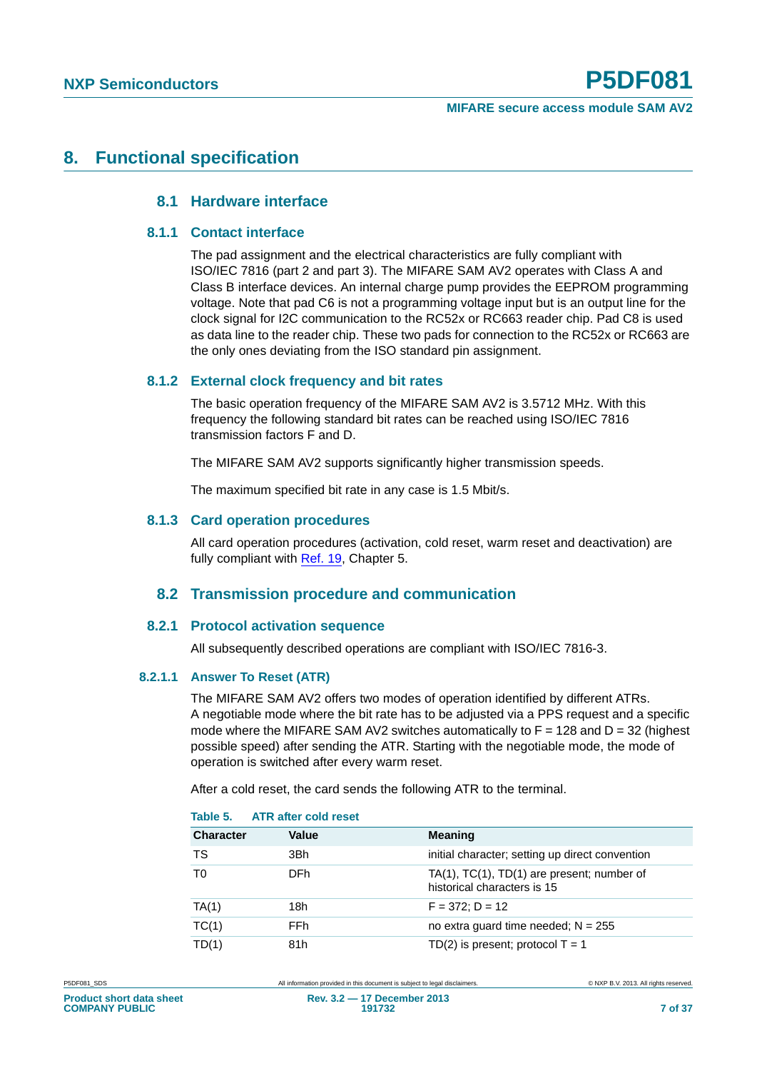# 8. Functional specification

## 8.1 Hardware interface

### 8.1.1 Contact interface

The pad assignment and the electrical characteristics are fully compliant with ISO/IEC 7816 (part 2 and part 3). The MIFARE SAM AV2 operates with Class A and Class B interface devices. An internal charge pump provides the EEPROM programming voltage. Note that pad C6 is not a programming voltage input but is an output line for the clock signal for I2C communication to the RC52x or RC663 reader chip. Pad C8 is used as data line to the reader chip. These two pads for connection to the RC52x or RC663 are the only ones deviating from the ISO standard pin assignment.

### 8.1.2 External clock frequency and bit rates

The basic operation frequency of the MIFARE SAM AV2 is 3.5712 MHz. With this frequency the following standard bit rates can be reached using ISO/IEC 7816 transmission factors F and D.

The MIFARE SAM AV2 supports significantly higher transmission speeds.

The maximum specified bit rate in any case is 1.5 Mbit/s.

### 8.1.3 Card operation procedures

All card operation procedures (activation, cold reset, warm reset and deactivation) are fully compliant with Ref. 19, Chapter 5.

## 8.2 Transmission procedure and communication

### 8.2.1 Protocol activation sequence

All subsequently described operations are compliant with ISO/IEC 7816-3.

#### 8.2.1.1 Answer To Reset (ATR)

The MIFARE SAM AV2 offers two modes of operation identified by different ATRs. A negotiable mode where the bit rate has to be adjusted via a PPS request and a specific mode where the MIFARE SAM AV2 switches automatically to F = 128 and D = 32 (highest possible speed) after sending the ATR. Starting with the negotiable mode, the mode of operation is switched after every warm reset.

After a cold reset, the card sends the following ATR to the terminal.

**Table 5. ATR after cold reset**

| Character | Value | Meaning |
|---|---|---|
| TS | 3Bh | initial character; setting up direct convention |
| T0 | DFh | TA(1), TC(1), TD(1) are present; number of historical characters is 15 |
| TA(1) | 18h | F = 372; D = 12 |
| TC(1) | FFh | no extra guard time needed; N = 255 |
| TD(1) | 81h | TD(2) is present; protocol T = 1 |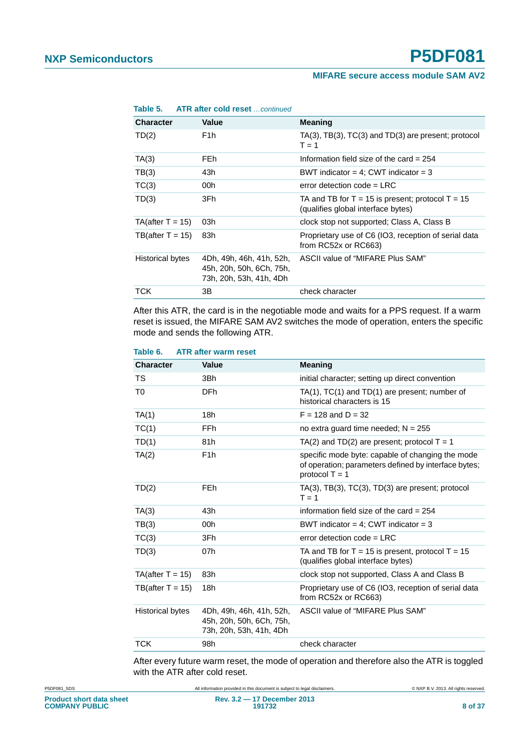**Table 5. ATR after cold reset** *...continued*

| Character | Value | Meaning |
|---|---|---|
| TD(2) | F1h | TA(3), TB(3), TC(3) and TD(3) are present; protocol T = 1 |
| TA(3) | FEh | Information field size of the card = 254 |
| TB(3) | 43h | BWT indicator = 4; CWT indicator = 3 |
| TC(3) | 00h | error detection code = LRC |
| TD(3) | 3Fh | TA and TB for T = 15 is present; protocol T = 15 (qualifies global interface bytes) |
| TA(after T = 15) | 03h | clock stop not supported; Class A, Class B |
| TB(after T = 15) | 83h | Proprietary use of C6 (IO3, reception of serial data from RC52x or RC663) |
| Historical bytes | 4Dh, 49h, 46h, 41h, 52h, 45h, 20h, 50h, 6Ch, 75h, 73h, 20h, 53h, 41h, 4Dh | ASCII value of “MIFARE Plus SAM” |
| TCK | 3B | check character |

After this ATR, the card is in the negotiable mode and waits for a PPS request. If a warm reset is issued, the MIFARE SAM AV2 switches the mode of operation, enters the specific mode and sends the following ATR.

**Table 6. ATR after warm reset**

| Character | Value | Meaning |
|---|---|---|
| TS | 3Bh | initial character; setting up direct convention |
| T0 | DFh | TA(1), TC(1) and TD(1) are present; number of historical characters is 15 |
| TA(1) | 18h | F = 128 and D = 32 |
| TC(1) | FFh | no extra guard time needed; N = 255 |
| TD(1) | 81h | TA(2) and TD(2) are present; protocol T = 1 |
| TA(2) | F1h | specific mode byte: capable of changing the mode of operation; parameters defined by interface bytes; protocol T = 1 |
| TD(2) | FEh | TA(3), TB(3), TC(3), TD(3) are present; protocol T = 1 |
| TA(3) | 43h | information field size of the card = 254 |
| TB(3) | 00h | BWT indicator = 4; CWT indicator = 3 |
| TC(3) | 3Fh | error detection code = LRC |
| TD(3) | 07h | TA and TB for T = 15 is present, protocol T = 15 (qualifies global interface bytes) |
| TA(after T = 15) | 83h | clock stop not supported, Class A and Class B |
| TB(after T = 15) | 18h | Proprietary use of C6 (IO3, reception of serial data from RC52x or RC663) |
| Historical bytes | 4Dh, 49h, 46h, 41h, 52h, 45h, 20h, 50h, 6Ch, 75h, 73h, 20h, 53h, 41h, 4Dh | ASCII value of “MIFARE Plus SAM” |
| TCK | 98h | check character |

After every future warm reset, the mode of operation and therefore also the ATR is toggled with the ATR after cold reset.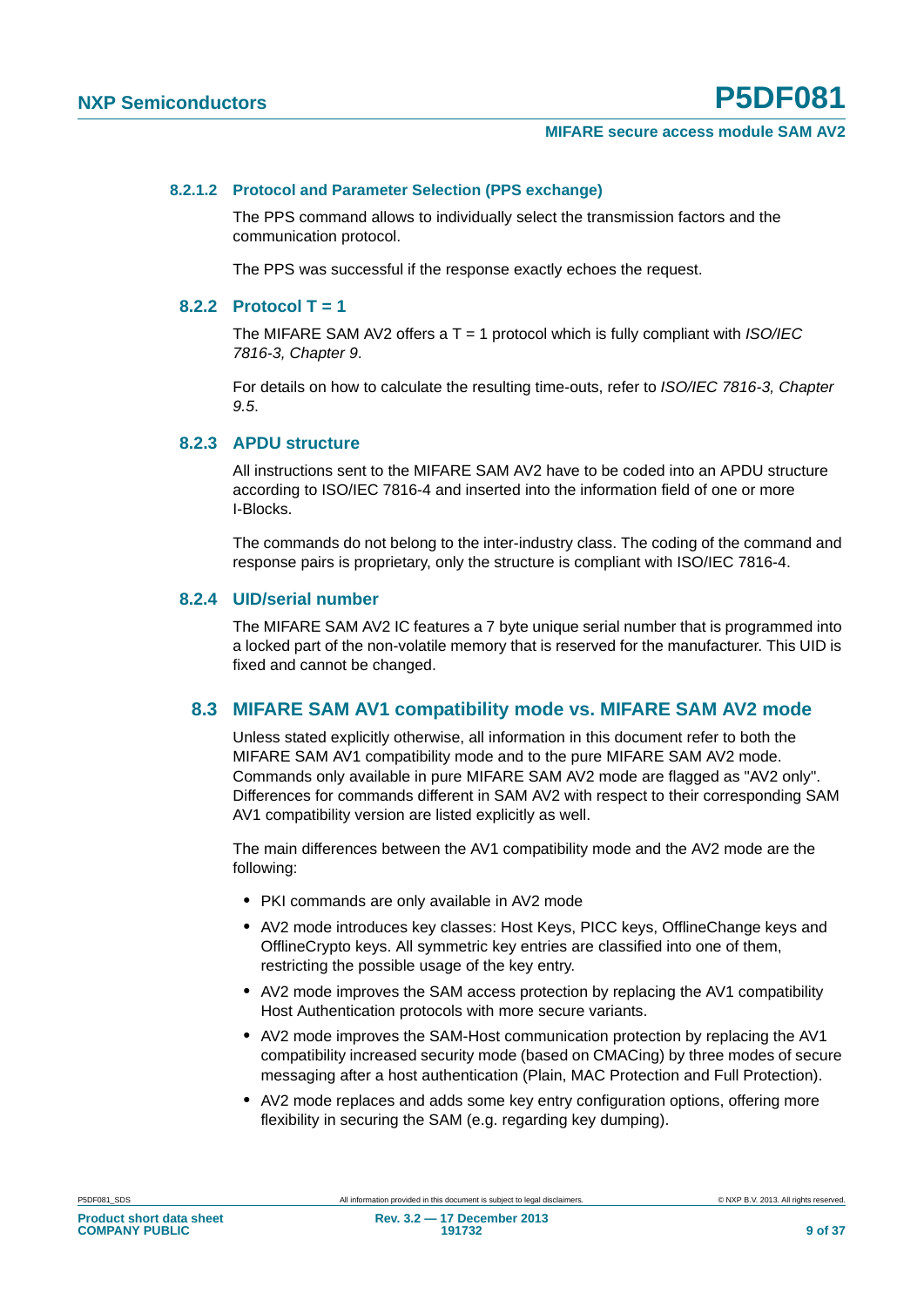#### 8.2.1.2 Protocol and Parameter Selection (PPS exchange)

The PPS command allows to individually select the transmission factors and the communication protocol.

The PPS was successful if the response exactly echoes the request.

### 8.2.2 Protocol T = 1

The MIFARE SAM AV2 offers a T = 1 protocol which is fully compliant with *ISO/IEC 7816-3, Chapter 9*.

For details on how to calculate the resulting time-outs, refer to *ISO/IEC 7816-3, Chapter 9.5*.

### 8.2.3 APDU structure

All instructions sent to the MIFARE SAM AV2 have to be coded into an APDU structure according to ISO/IEC 7816-4 and inserted into the information field of one or more I-Blocks.

The commands do not belong to the inter-industry class. The coding of the command and response pairs is proprietary, only the structure is compliant with ISO/IEC 7816-4.

### 8.2.4 UID/serial number

The MIFARE SAM AV2 IC features a 7 byte unique serial number that is programmed into a locked part of the non-volatile memory that is reserved for the manufacturer. This UID is fixed and cannot be changed.

## 8.3 MIFARE SAM AV1 compatibility mode vs. MIFARE SAM AV2 mode

Unless stated explicitly otherwise, all information in this document refer to both the MIFARE SAM AV1 compatibility mode and to the pure MIFARE SAM AV2 mode. Commands only available in pure MIFARE SAM AV2 mode are flagged as "AV2 only". Differences for commands different in SAM AV2 with respect to their corresponding SAM AV1 compatibility version are listed explicitly as well.

The main differences between the AV1 compatibility mode and the AV2 mode are the following:

- PKI commands are only available in AV2 mode
- AV2 mode introduces key classes: Host Keys, PICC keys, OfflineChange keys and OfflineCrypto keys. All symmetric key entries are classified into one of them, restricting the possible usage of the key entry.
- AV2 mode improves the SAM access protection by replacing the AV1 compatibility Host Authentication protocols with more secure variants.
- AV2 mode improves the SAM-Host communication protection by replacing the AV1 compatibility increased security mode (based on CMACing) by three modes of secure messaging after a host authentication (Plain, MAC Protection and Full Protection).
- AV2 mode replaces and adds some key entry configuration options, offering more flexibility in securing the SAM (e.g. regarding key dumping).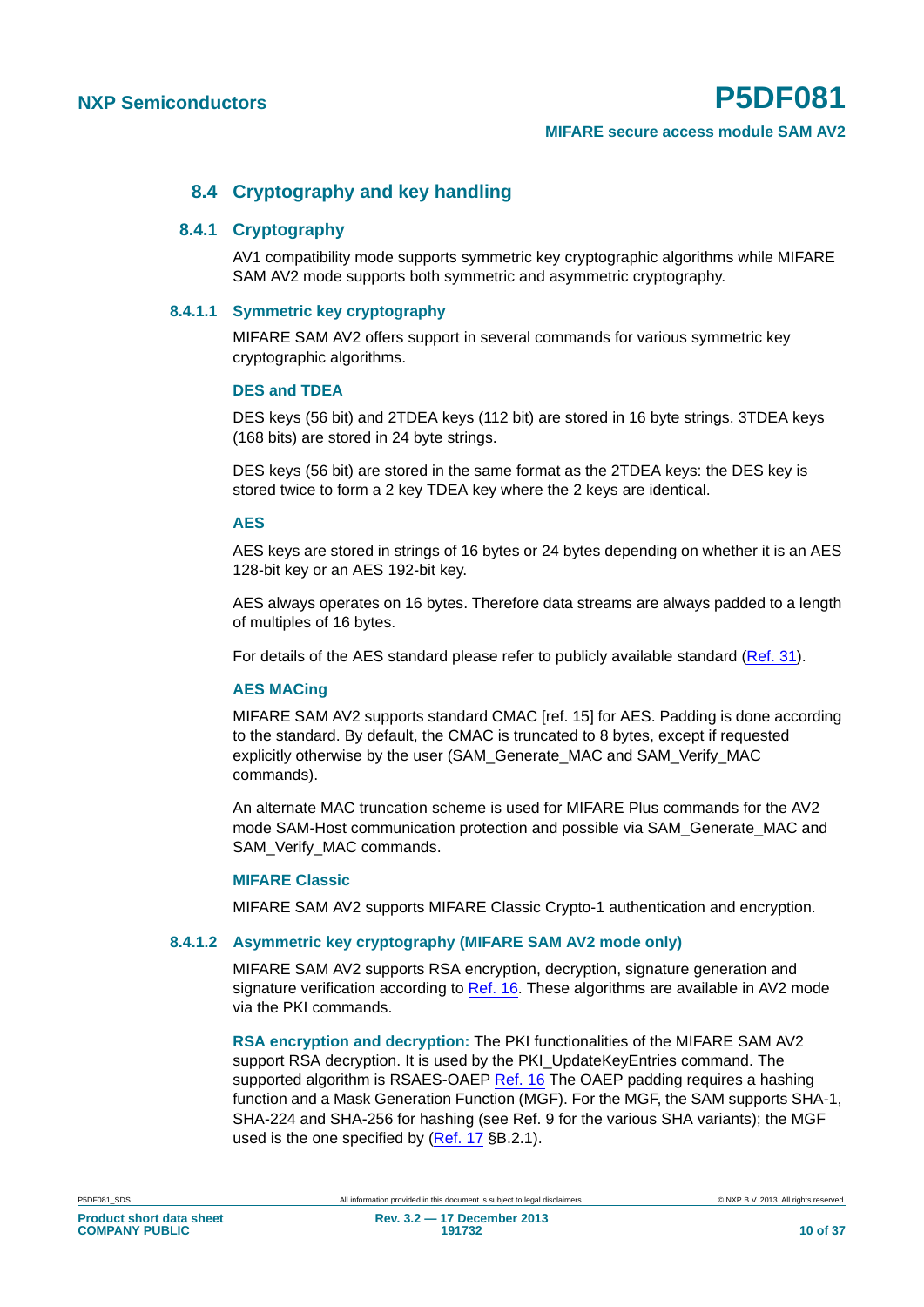## 8.4 Cryptography and key handling

### 8.4.1 Cryptography

AV1 compatibility mode supports symmetric key cryptographic algorithms while MIFARE SAM AV2 mode supports both symmetric and asymmetric cryptography.

#### 8.4.1.1 Symmetric key cryptography

MIFARE SAM AV2 offers support in several commands for various symmetric key cryptographic algorithms.

**DES and TDEA**

DES keys (56 bit) and 2TDEA keys (112 bit) are stored in 16 byte strings. 3TDEA keys (168 bits) are stored in 24 byte strings.

DES keys (56 bit) are stored in the same format as the 2TDEA keys: the DES key is stored twice to form a 2 key TDEA key where the 2 keys are identical.

**AES**

AES keys are stored in strings of 16 bytes or 24 bytes depending on whether it is an AES 128-bit key or an AES 192-bit key.

AES always operates on 16 bytes. Therefore data streams are always padded to a length of multiples of 16 bytes.

For details of the AES standard please refer to publicly available standard (Ref. 31).

**AES MACing**

MIFARE SAM AV2 supports standard CMAC [ref. 15] for AES. Padding is done according to the standard. By default, the CMAC is truncated to 8 bytes, except if requested explicitly otherwise by the user (SAM_Generate_MAC and SAM_Verify_MAC commands).

An alternate MAC truncation scheme is used for MIFARE Plus commands for the AV2 mode SAM-Host communication protection and possible via SAM_Generate_MAC and SAM_Verify_MAC commands.

**MIFARE Classic**

MIFARE SAM AV2 supports MIFARE Classic Crypto-1 authentication and encryption.

#### 8.4.1.2 Asymmetric key cryptography (MIFARE SAM AV2 mode only)

MIFARE SAM AV2 supports RSA encryption, decryption, signature generation and signature verification according to Ref. 16. These algorithms are available in AV2 mode via the PKI commands.

**RSA encryption and decryption:** The PKI functionalities of the MIFARE SAM AV2 support RSA decryption. It is used by the PKI_UpdateKeyEntries command. The supported algorithm is RSAES-OAEP Ref. 16 The OAEP padding requires a hashing function and a Mask Generation Function (MGF). For the MGF, the SAM supports SHA-1, SHA-224 and SHA-256 for hashing (see Ref. 9 for the various SHA variants); the MGF used is the one specified by (Ref. 17 §B.2.1).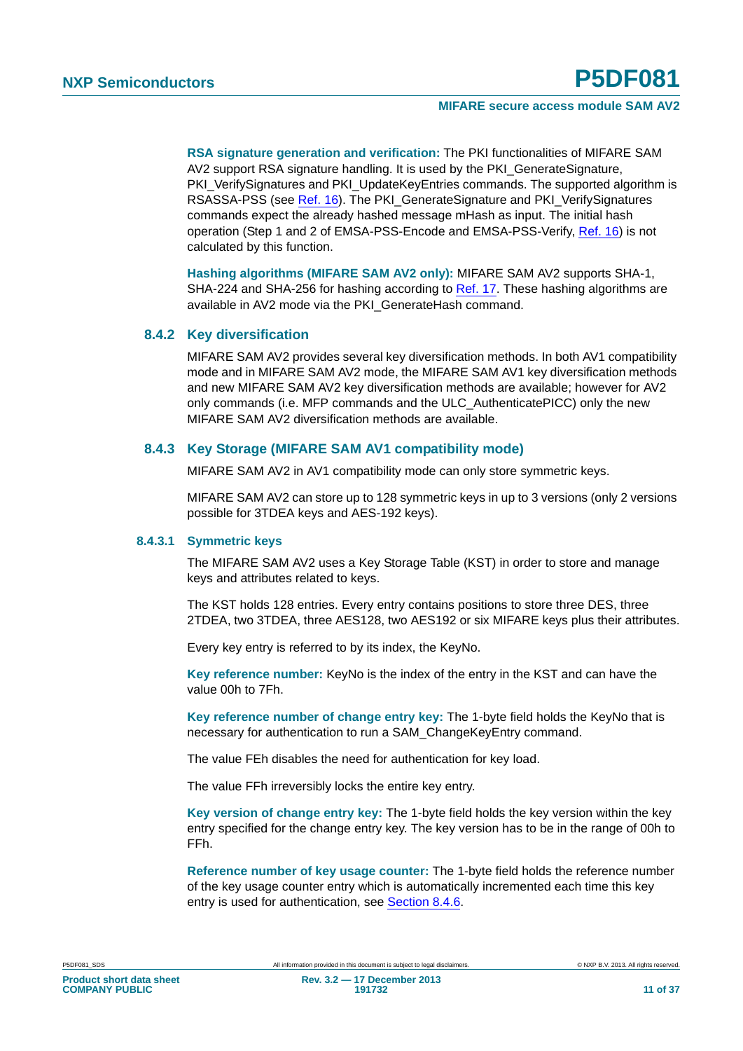**RSA signature generation and verification:** The PKI functionalities of MIFARE SAM AV2 support RSA signature handling. It is used by the PKI_GenerateSignature, PKI_VerifySignatures and PKI_UpdateKeyEntries commands. The supported algorithm is RSASSA-PSS (see Ref. 16). The PKI_GenerateSignature and PKI_VerifySignatures commands expect the already hashed message mHash as input. The initial hash operation (Step 1 and 2 of EMSA-PSS-Encode and EMSA-PSS-Verify, Ref. 16) is not calculated by this function.

**Hashing algorithms (MIFARE SAM AV2 only):** MIFARE SAM AV2 supports SHA-1, SHA-224 and SHA-256 for hashing according to Ref. 17. These hashing algorithms are available in AV2 mode via the PKI_GenerateHash command.

### 8.4.2 Key diversification

MIFARE SAM AV2 provides several key diversification methods. In both AV1 compatibility mode and in MIFARE SAM AV2 mode, the MIFARE SAM AV1 key diversification methods and new MIFARE SAM AV2 key diversification methods are available; however for AV2 only commands (i.e. MFP commands and the ULC_AuthenticatePICC) only the new MIFARE SAM AV2 diversification methods are available.

### 8.4.3 Key Storage (MIFARE SAM AV1 compatibility mode)

MIFARE SAM AV2 in AV1 compatibility mode can only store symmetric keys.

MIFARE SAM AV2 can store up to 128 symmetric keys in up to 3 versions (only 2 versions possible for 3TDEA keys and AES-192 keys).

#### 8.4.3.1 Symmetric keys

The MIFARE SAM AV2 uses a Key Storage Table (KST) in order to store and manage keys and attributes related to keys.

The KST holds 128 entries. Every entry contains positions to store three DES, three 2TDEA, two 3TDEA, three AES128, two AES192 or six MIFARE keys plus their attributes.

Every key entry is referred to by its index, the KeyNo.

**Key reference number:** KeyNo is the index of the entry in the KST and can have the value 00h to 7Fh.

**Key reference number of change entry key:** The 1-byte field holds the KeyNo that is necessary for authentication to run a SAM_ChangeKeyEntry command.

The value FEh disables the need for authentication for key load.

The value FFh irreversibly locks the entire key entry.

**Key version of change entry key:** The 1-byte field holds the key version within the key entry specified for the change entry key. The key version has to be in the range of 00h to FFh.

**Reference number of key usage counter:** The 1-byte field holds the reference number of the key usage counter entry which is automatically incremented each time this key entry is used for authentication, see Section 8.4.6.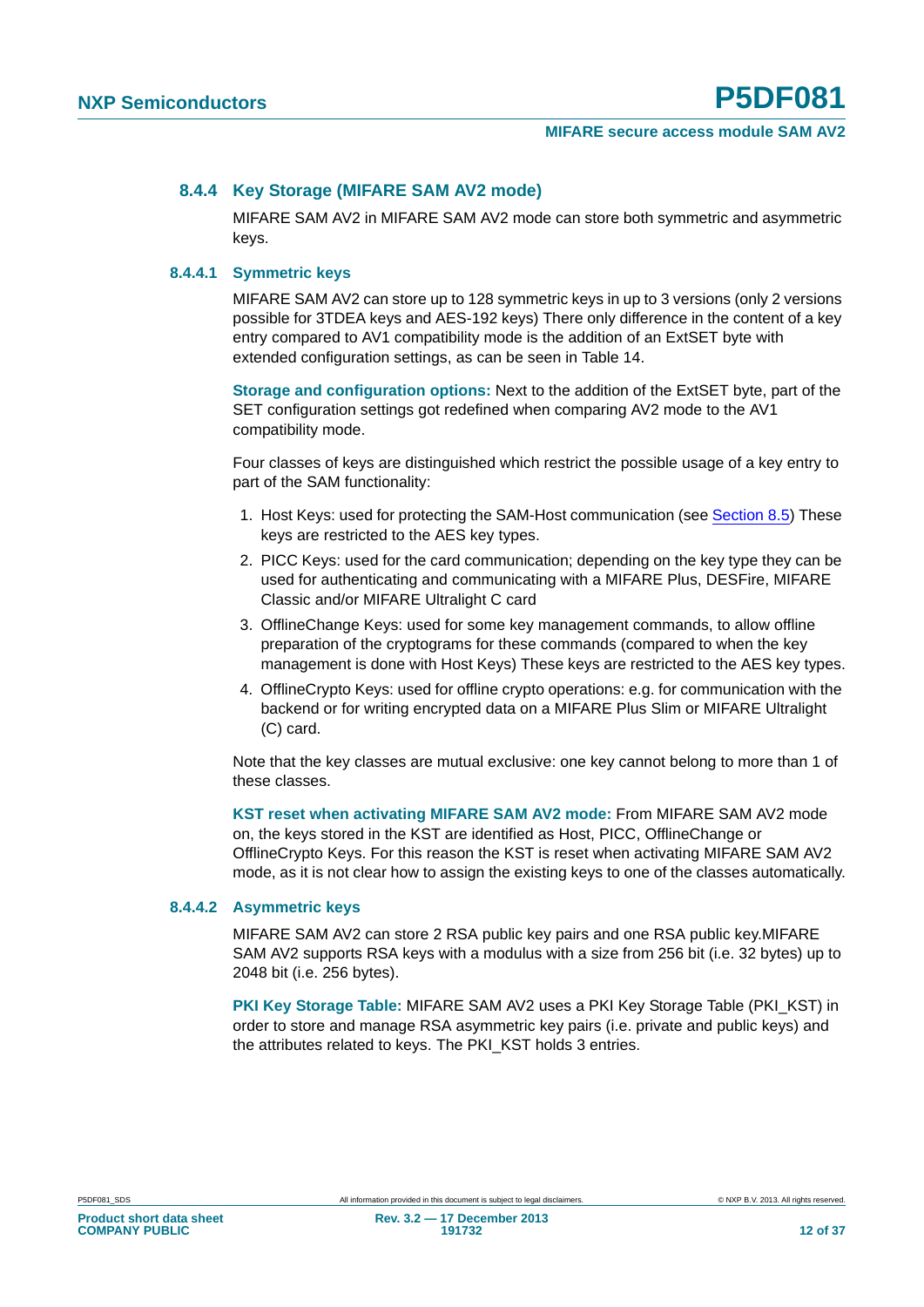### 8.4.4 Key Storage (MIFARE SAM AV2 mode)

MIFARE SAM AV2 in MIFARE SAM AV2 mode can store both symmetric and asymmetric keys.

#### 8.4.4.1 Symmetric keys

MIFARE SAM AV2 can store up to 128 symmetric keys in up to 3 versions (only 2 versions possible for 3TDEA keys and AES-192 keys) There only difference in the content of a key entry compared to AV1 compatibility mode is the addition of an ExtSET byte with extended configuration settings, as can be seen in Table 14.

**Storage and configuration options:** Next to the addition of the ExtSET byte, part of the SET configuration settings got redefined when comparing AV2 mode to the AV1 compatibility mode.

Four classes of keys are distinguished which restrict the possible usage of a key entry to part of the SAM functionality:

1. Host Keys: used for protecting the SAM-Host communication (see Section 8.5) These keys are restricted to the AES key types.
2. PICC Keys: used for the card communication; depending on the key type they can be used for authenticating and communicating with a MIFARE Plus, DESFire, MIFARE Classic and/or MIFARE Ultralight C card
3. OfflineChange Keys: used for some key management commands, to allow offline preparation of the cryptograms for these commands (compared to when the key management is done with Host Keys) These keys are restricted to the AES key types.
4. OfflineCrypto Keys: used for offline crypto operations: e.g. for communication with the backend or for writing encrypted data on a MIFARE Plus Slim or MIFARE Ultralight (C) card.

Note that the key classes are mutual exclusive: one key cannot belong to more than 1 of these classes.

**KST reset when activating MIFARE SAM AV2 mode:** From MIFARE SAM AV2 mode on, the keys stored in the KST are identified as Host, PICC, OfflineChange or OfflineCrypto Keys. For this reason the KST is reset when activating MIFARE SAM AV2 mode, as it is not clear how to assign the existing keys to one of the classes automatically.

#### 8.4.4.2 Asymmetric keys

MIFARE SAM AV2 can store 2 RSA public key pairs and one RSA public key.MIFARE SAM AV2 supports RSA keys with a modulus with a size from 256 bit (i.e. 32 bytes) up to 2048 bit (i.e. 256 bytes).

**PKI Key Storage Table:** MIFARE SAM AV2 uses a PKI Key Storage Table (PKI_KST) in order to store and manage RSA asymmetric key pairs (i.e. private and public keys) and the attributes related to keys. The PKI_KST holds 3 entries.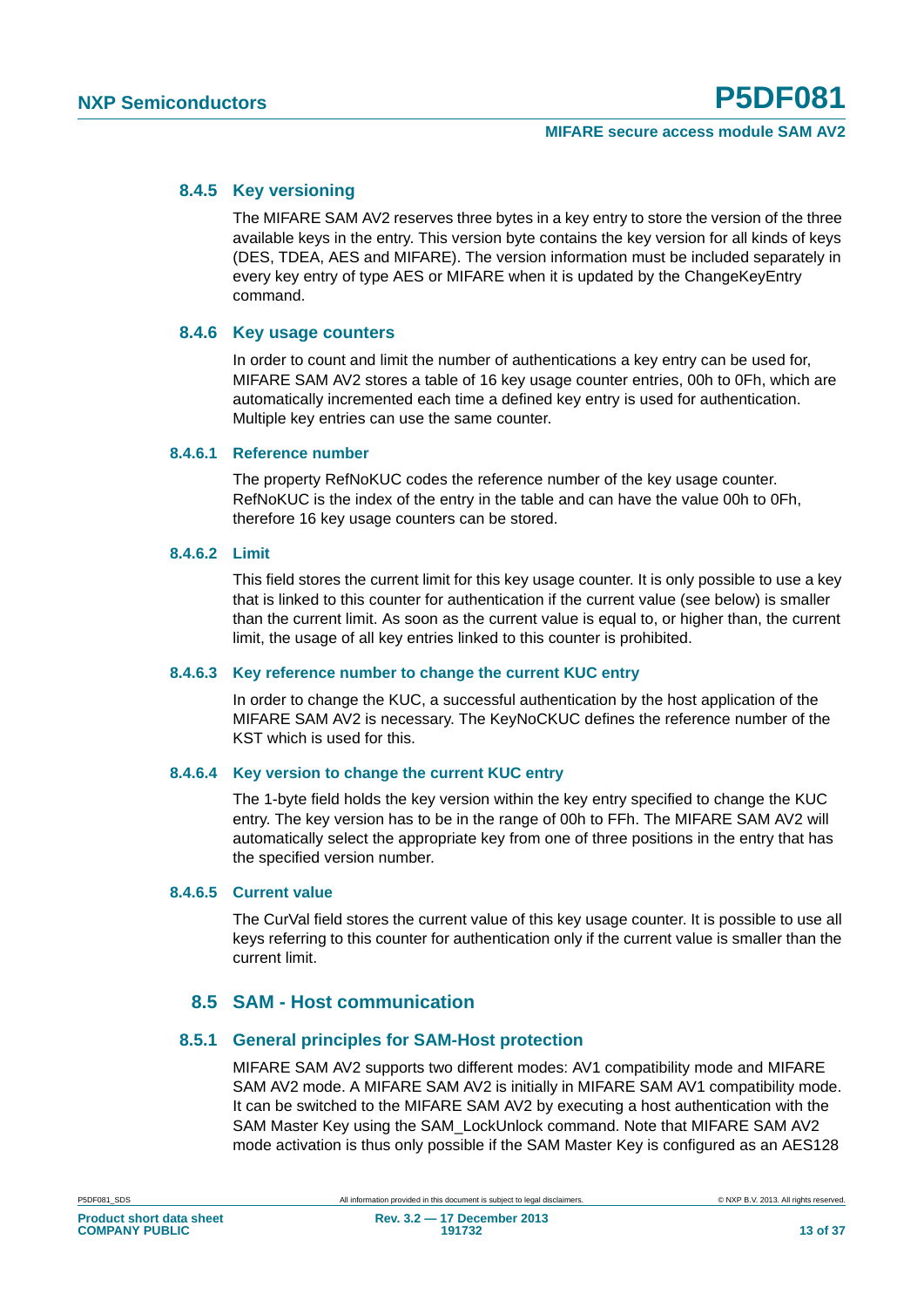### 8.4.5 Key versioning

The MIFARE SAM AV2 reserves three bytes in a key entry to store the version of the three available keys in the entry. This version byte contains the key version for all kinds of keys (DES, TDEA, AES and MIFARE). The version information must be included separately in every key entry of type AES or MIFARE when it is updated by the ChangeKeyEntry command.

### 8.4.6 Key usage counters

In order to count and limit the number of authentications a key entry can be used for, MIFARE SAM AV2 stores a table of 16 key usage counter entries, 00h to 0Fh, which are automatically incremented each time a defined key entry is used for authentication. Multiple key entries can use the same counter.

#### 8.4.6.1 Reference number

The property RefNoKUC codes the reference number of the key usage counter. RefNoKUC is the index of the entry in the table and can have the value 00h to 0Fh, therefore 16 key usage counters can be stored.

#### 8.4.6.2 Limit

This field stores the current limit for this key usage counter. It is only possible to use a key that is linked to this counter for authentication if the current value (see below) is smaller than the current limit. As soon as the current value is equal to, or higher than, the current limit, the usage of all key entries linked to this counter is prohibited.

#### 8.4.6.3 Key reference number to change the current KUC entry

In order to change the KUC, a successful authentication by the host application of the MIFARE SAM AV2 is necessary. The KeyNoCKUC defines the reference number of the KST which is used for this.

#### 8.4.6.4 Key version to change the current KUC entry

The 1-byte field holds the key version within the key entry specified to change the KUC entry. The key version has to be in the range of 00h to FFh. The MIFARE SAM AV2 will automatically select the appropriate key from one of three positions in the entry that has the specified version number.

#### 8.4.6.5 Current value

The CurVal field stores the current value of this key usage counter. It is possible to use all keys referring to this counter for authentication only if the current value is smaller than the current limit.

## 8.5 SAM - Host communication

### 8.5.1 General principles for SAM-Host protection

MIFARE SAM AV2 supports two different modes: AV1 compatibility mode and MIFARE SAM AV2 mode. A MIFARE SAM AV2 is initially in MIFARE SAM AV1 compatibility mode. It can be switched to the MIFARE SAM AV2 by executing a host authentication with the SAM Master Key using the SAM_LockUnlock command. Note that MIFARE SAM AV2 mode activation is thus only possible if the SAM Master Key is configured as an AES128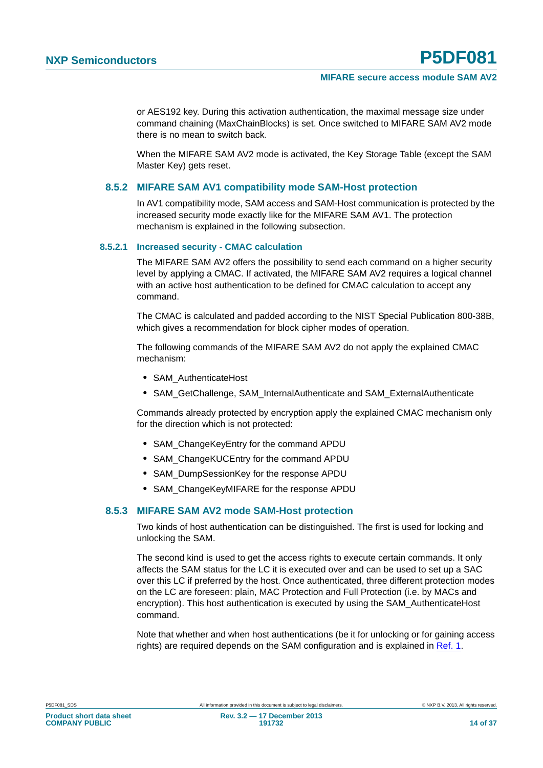or AES192 key. During this activation authentication, the maximal message size under command chaining (MaxChainBlocks) is set. Once switched to MIFARE SAM AV2 mode there is no mean to switch back.

When the MIFARE SAM AV2 mode is activated, the Key Storage Table (except the SAM Master Key) gets reset.

### 8.5.2 MIFARE SAM AV1 compatibility mode SAM-Host protection

In AV1 compatibility mode, SAM access and SAM-Host communication is protected by the increased security mode exactly like for the MIFARE SAM AV1. The protection mechanism is explained in the following subsection.

#### 8.5.2.1 Increased security - CMAC calculation

The MIFARE SAM AV2 offers the possibility to send each command on a higher security level by applying a CMAC. If activated, the MIFARE SAM AV2 requires a logical channel with an active host authentication to be defined for CMAC calculation to accept any command.

The CMAC is calculated and padded according to the NIST Special Publication 800-38B, which gives a recommendation for block cipher modes of operation.

The following commands of the MIFARE SAM AV2 do not apply the explained CMAC mechanism:

- SAM_AuthenticateHost
- SAM_GetChallenge, SAM_InternalAuthenticate and SAM_ExternalAuthenticate

Commands already protected by encryption apply the explained CMAC mechanism only for the direction which is not protected:

- SAM_ChangeKeyEntry for the command APDU
- SAM_ChangeKUCEntry for the command APDU
- SAM_DumpSessionKey for the response APDU
- SAM_ChangeKeyMIFARE for the response APDU

### 8.5.3 MIFARE SAM AV2 mode SAM-Host protection

Two kinds of host authentication can be distinguished. The first is used for locking and unlocking the SAM.

The second kind is used to get the access rights to execute certain commands. It only affects the SAM status for the LC it is executed over and can be used to set up a SAC over this LC if preferred by the host. Once authenticated, three different protection modes on the LC are foreseen: plain, MAC Protection and Full Protection (i.e. by MACs and encryption). This host authentication is executed by using the SAM_AuthenticateHost command.

Note that whether and when host authentications (be it for unlocking or for gaining access rights) are required depends on the SAM configuration and is explained in Ref. 1.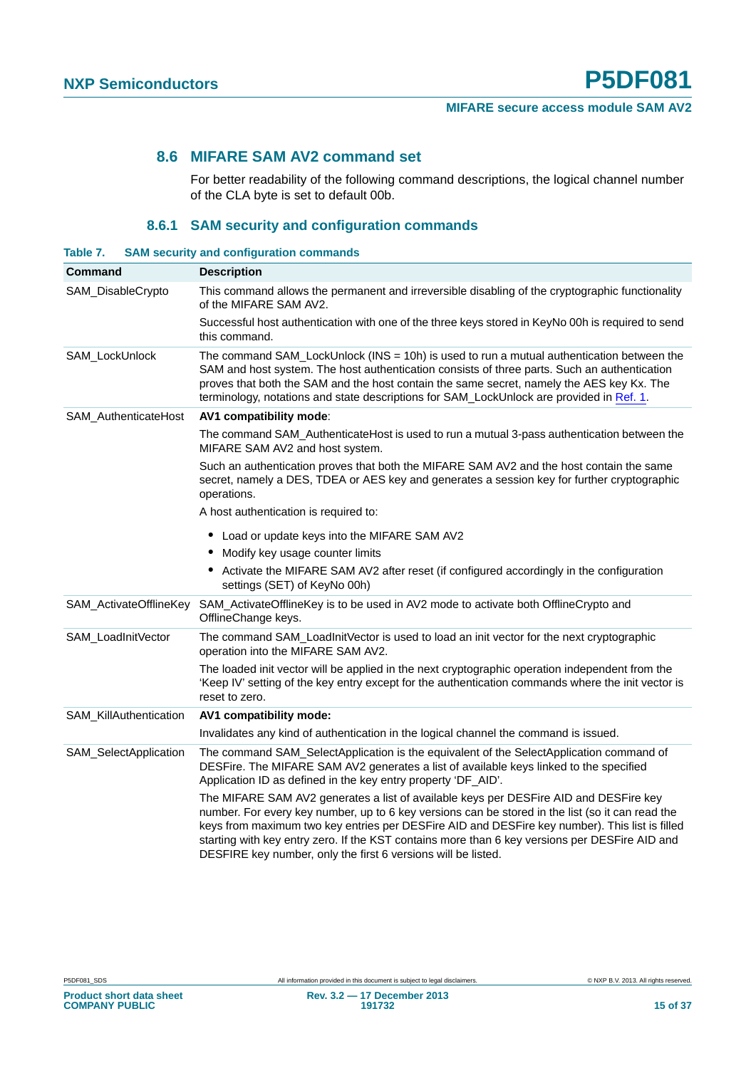## 8.6 MIFARE SAM AV2 command set

For better readability of the following command descriptions, the logical channel number of the CLA byte is set to default 00b.

### 8.6.1 SAM security and configuration commands

**Table 7. SAM security and configuration commands**

| Command | Description |
|---|---|
| SAM_DisableCrypto | This command allows the permanent and irreversible disabling of the cryptographic functionality of the MIFARE SAM AV2.<br><br>Successful host authentication with one of the three keys stored in KeyNo 00h is required to send this command. |
| SAM_LockUnlock | The command SAM_LockUnlock (INS = 10h) is used to run a mutual authentication between the SAM and host system. The host authentication consists of three parts. Such an authentication proves that both the SAM and the host contain the same secret, namely the AES key Kx. The terminology, notations and state descriptions for SAM_LockUnlock are provided in Ref. 1. |
| SAM_AuthenticateHost | **AV1 compatibility mode**:<br><br>The command SAM_AuthenticateHost is used to run a mutual 3-pass authentication between the MIFARE SAM AV2 and host system.<br><br>Such an authentication proves that both the MIFARE SAM AV2 and the host contain the same secret, namely a DES, TDEA or AES key and generates a session key for further cryptographic operations.<br><br>A host authentication is required to:<br><br>• Load or update keys into the MIFARE SAM AV2<br>• Modify key usage counter limits<br>• Activate the MIFARE SAM AV2 after reset (if configured accordingly in the configuration settings (SET) of KeyNo 00h) |
| SAM_ActivateOfflineKey | SAM_ActivateOfflineKey is to be used in AV2 mode to activate both OfflineCrypto and OfflineChange keys. |
| SAM_LoadInitVector | The command SAM_LoadInitVector is used to load an init vector for the next cryptographic operation into the MIFARE SAM AV2.<br><br>The loaded init vector will be applied in the next cryptographic operation independent from the 'Keep IV' setting of the key entry except for the authentication commands where the init vector is reset to zero. |
| SAM_KillAuthentication | **AV1 compatibility mode:**<br><br>Invalidates any kind of authentication in the logical channel the command is issued. |
| SAM_SelectApplication | The command SAM_SelectApplication is the equivalent of the SelectApplication command of DESFire. The MIFARE SAM AV2 generates a list of available keys linked to the specified Application ID as defined in the key entry property 'DF_AID'.<br><br>The MIFARE SAM AV2 generates a list of available keys per DESFire AID and DESFire key number. For every key number, up to 6 key versions can be stored in the list (so it can read the keys from maximum two key entries per DESFire AID and DESFire key number). This list is filled starting with key entry zero. If the KST contains more than 6 key versions per DESFire AID and DESFIRE key number, only the first 6 versions will be listed. |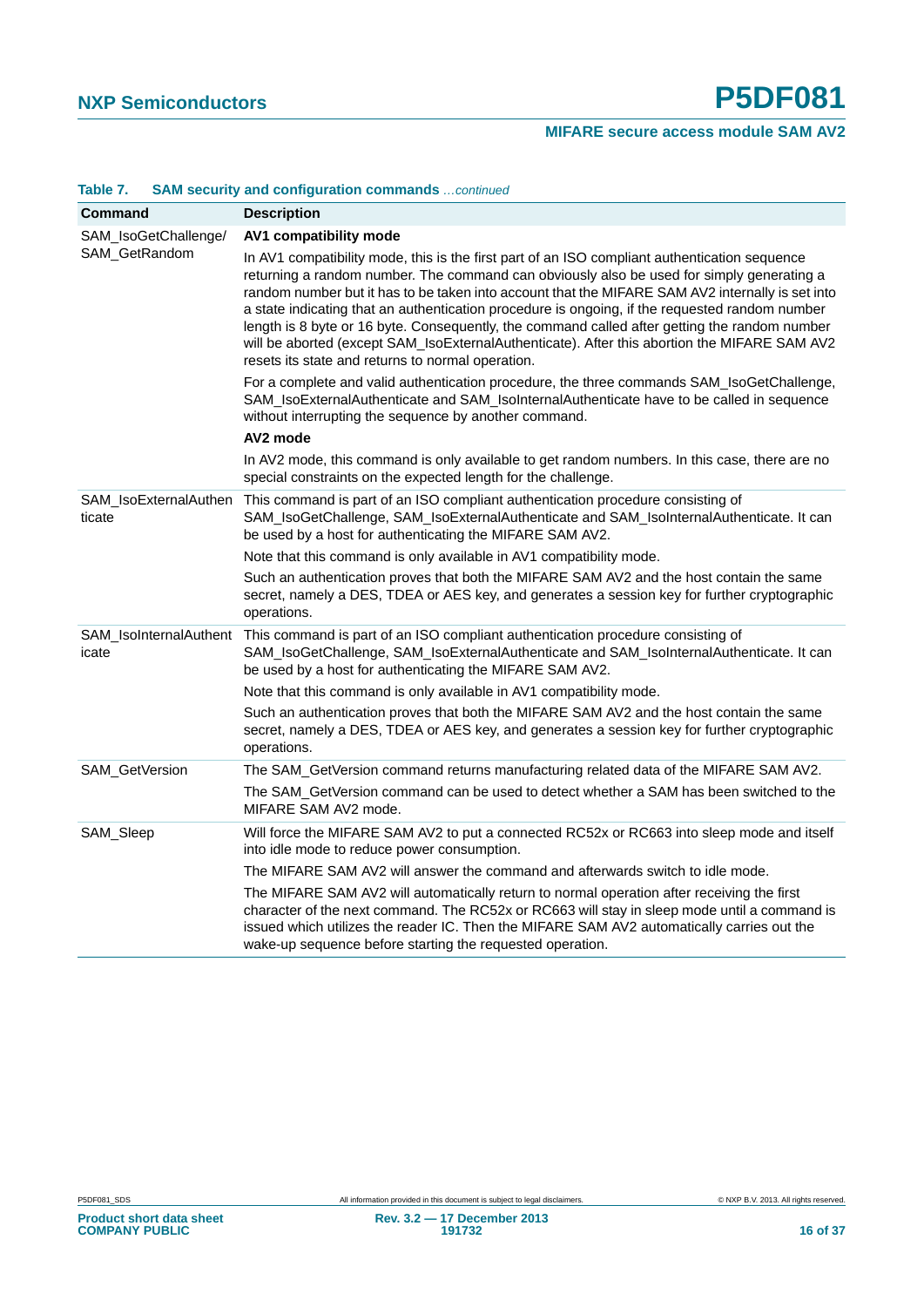**Table 7. SAM security and configuration commands** *...continued*

| Command | Description |
|---|---|
| SAM_IsoGetChallenge/ SAM_GetRandom | **AV1 compatibility mode**<br>In AV1 compatibility mode, this is the first part of an ISO compliant authentication sequence returning a random number. The command can obviously also be used for simply generating a random number but it has to be taken into account that the MIFARE SAM AV2 internally is set into a state indicating that an authentication procedure is ongoing, if the requested random number length is 8 byte or 16 byte. Consequently, the command called after getting the random number will be aborted (except SAM_IsoExternalAuthenticate). After this abortion the MIFARE SAM AV2 resets its state and returns to normal operation.<br>For a complete and valid authentication procedure, the three commands SAM_IsoGetChallenge, SAM_IsoExternalAuthenticate and SAM_IsoInternalAuthenticate have to be called in sequence without interrupting the sequence by another command.<br>**AV2 mode**<br>In AV2 mode, this command is only available to get random numbers. In this case, there are no special constraints on the expected length for the challenge. |
| SAM_IsoExternalAuthenticate | This command is part of an ISO compliant authentication procedure consisting of SAM_IsoGetChallenge, SAM_IsoExternalAuthenticate and SAM_IsoInternalAuthenticate. It can be used by a host for authenticating the MIFARE SAM AV2.<br>Note that this command is only available in AV1 compatibility mode.<br>Such an authentication proves that both the MIFARE SAM AV2 and the host contain the same secret, namely a DES, TDEA or AES key, and generates a session key for further cryptographic operations. |
| SAM_IsoInternalAuthenticate | This command is part of an ISO compliant authentication procedure consisting of SAM_IsoGetChallenge, SAM_IsoExternalAuthenticate and SAM_IsoInternalAuthenticate. It can be used by a host for authenticating the MIFARE SAM AV2.<br>Note that this command is only available in AV1 compatibility mode.<br>Such an authentication proves that both the MIFARE SAM AV2 and the host contain the same secret, namely a DES, TDEA or AES key, and generates a session key for further cryptographic operations. |
| SAM_GetVersion | The SAM_GetVersion command returns manufacturing related data of the MIFARE SAM AV2.<br>The SAM_GetVersion command can be used to detect whether a SAM has been switched to the MIFARE SAM AV2 mode. |
| SAM_Sleep | Will force the MIFARE SAM AV2 to put a connected RC52x or RC663 into sleep mode and itself into idle mode to reduce power consumption.<br>The MIFARE SAM AV2 will answer the command and afterwards switch to idle mode.<br>The MIFARE SAM AV2 will automatically return to normal operation after receiving the first character of the next command. The RC52x or RC663 will stay in sleep mode until a command is issued which utilizes the reader IC. Then the MIFARE SAM AV2 automatically carries out the wake-up sequence before starting the requested operation. |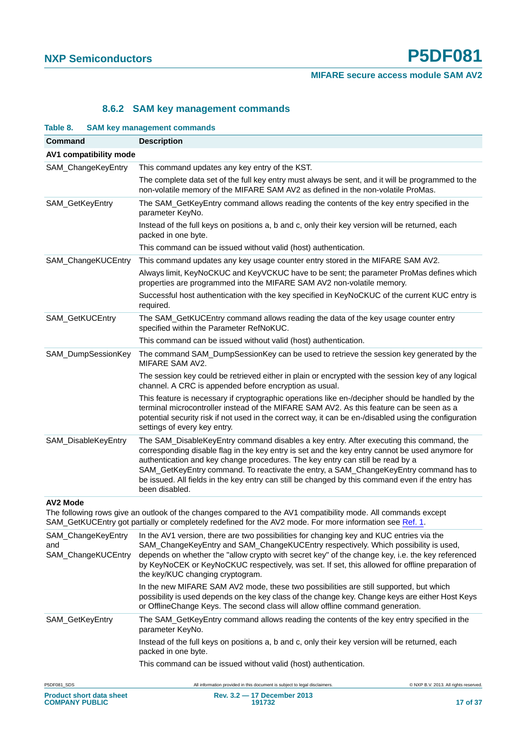### 8.6.2 SAM key management commands

**Table 8. SAM key management commands**

| Command | Description |
|---|---|
| **AV1 compatibility mode** | |
| SAM_ChangeKeyEntry | This command updates any key entry of the KST.<br>The complete data set of the full key entry must always be sent, and it will be programmed to the non-volatile memory of the MIFARE SAM AV2 as defined in the non-volatile ProMas. |
| SAM_GetKeyEntry | The SAM_GetKeyEntry command allows reading the contents of the key entry specified in the parameter KeyNo.<br>Instead of the full keys on positions a, b and c, only their key version will be returned, each packed in one byte.<br>This command can be issued without valid (host) authentication. |
| SAM_ChangeKUCEntry | This command updates any key usage counter entry stored in the MIFARE SAM AV2.<br>Always limit, KeyNoCKUC and KeyVCKUC have to be sent; the parameter ProMas defines which properties are programmed into the MIFARE SAM AV2 non-volatile memory.<br>Successful host authentication with the key specified in KeyNoCKUC of the current KUC entry is required. |
| SAM_GetKUCEntry | The SAM_GetKUCEntry command allows reading the data of the key usage counter entry specified within the Parameter RefNoKUC.<br>This command can be issued without valid (host) authentication. |
| SAM_DumpSessionKey | The command SAM_DumpSessionKey can be used to retrieve the session key generated by the MIFARE SAM AV2.<br>The session key could be retrieved either in plain or encrypted with the session key of any logical channel. A CRC is appended before encryption as usual.<br>This feature is necessary if cryptographic operations like en-/decipher should be handled by the terminal microcontroller instead of the MIFARE SAM AV2. As this feature can be seen as a potential security risk if not used in the correct way, it can be en-/disabled using the configuration settings of every key entry. |
| SAM_DisableKeyEntry | The SAM_DisableKeyEntry command disables a key entry. After executing this command, the corresponding disable flag in the key entry is set and the key entry cannot be used anymore for authentication and key change procedures. The key entry can still be read by a SAM_GetKeyEntry command. To reactivate the entry, a SAM_ChangeKeyEntry command has to be issued. All fields in the key entry can still be changed by this command even if the entry has been disabled. |
| **AV2 Mode**<br>The following rows give an outlook of the changes compared to the AV1 compatibility mode. All commands except SAM_GetKUCEntry got partially or completely redefined for the AV2 mode. For more information see Ref. 1. | |
| SAM_ChangeKeyEntry and SAM_ChangeKUCEntry | In the AV1 version, there are two possibilities for changing key and KUC entries via the SAM_ChangeKeyEntry and SAM_ChangeKUCEntry respectively. Which possibility is used, depends on whether the "allow crypto with secret key" of the change key, i.e. the key referenced by KeyNoCEK or KeyNoCKUC respectively, was set. If set, this allowed for offline preparation of the key/KUC changing cryptogram.<br>In the new MIFARE SAM AV2 mode, these two possibilities are still supported, but which possibility is used depends on the key class of the change key. Change keys are either Host Keys or OfflineChange Keys. The second class will allow offline command generation. |
| SAM_GetKeyEntry | The SAM_GetKeyEntry command allows reading the contents of the key entry specified in the parameter KeyNo.<br>Instead of the full keys on positions a, b and c, only their key version will be returned, each packed in one byte.<br>This command can be issued without valid (host) authentication. |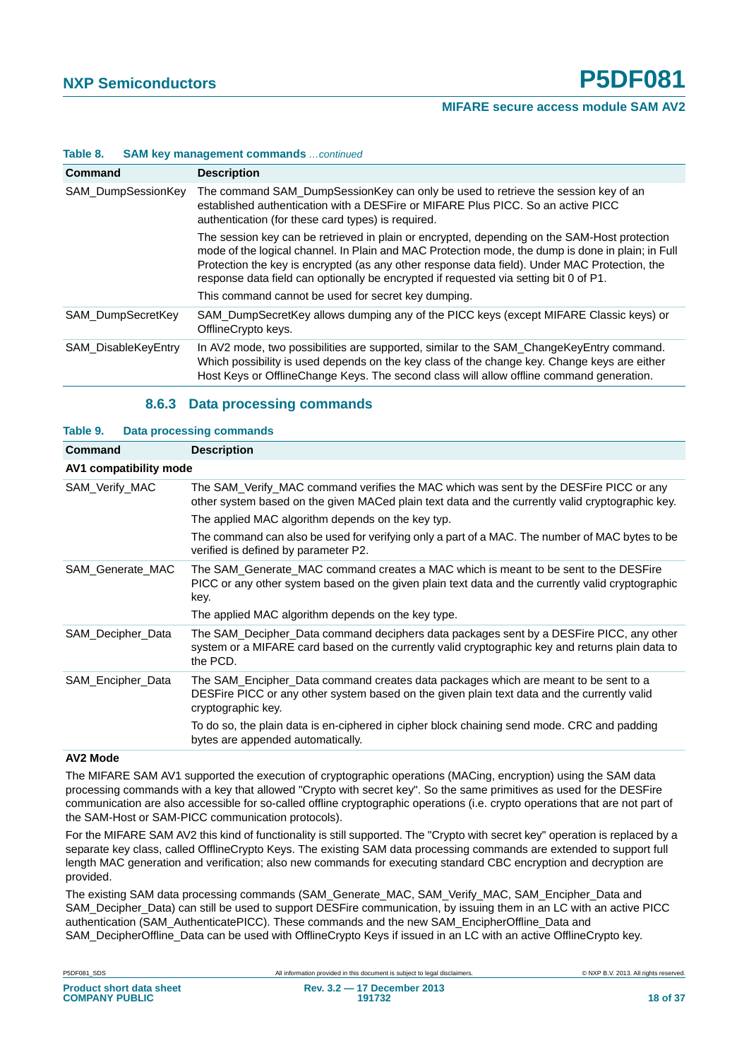**Table 8. SAM key management commands** *...continued*

| Command | Description |
|---|---|
| SAM_DumpSessionKey | The command SAM_DumpSessionKey can only be used to retrieve the session key of an established authentication with a DESFire or MIFARE Plus PICC. So an active PICC authentication (for these card types) is required.<br><br>The session key can be retrieved in plain or encrypted, depending on the SAM-Host protection mode of the logical channel. In Plain and MAC Protection mode, the dump is done in plain; in Full Protection the key is encrypted (as any other response data field). Under MAC Protection, the response data field can optionally be encrypted if requested via setting bit 0 of P1.<br><br>This command cannot be used for secret key dumping. |
| SAM_DumpSecretKey | SAM_DumpSecretKey allows dumping any of the PICC keys (except MIFARE Classic keys) or OfflineCrypto keys. |
| SAM_DisableKeyEntry | In AV2 mode, two possibilities are supported, similar to the SAM_ChangeKeyEntry command. Which possibility is used depends on the key class of the change key. Change keys are either Host Keys or OfflineChange Keys. The second class will allow offline command generation. |

### 8.6.3 Data processing commands

**Table 9. Data processing commands**

| Command | Description |
|---|---|
| **AV1 compatibility mode** | |
| SAM_Verify_MAC | The SAM_Verify_MAC command verifies the MAC which was sent by the DESFire PICC or any other system based on the given MACed plain text data and the currently valid cryptographic key.<br><br>The applied MAC algorithm depends on the key typ.<br><br>The command can also be used for verifying only a part of a MAC. The number of MAC bytes to be verified is defined by parameter P2. |
| SAM_Generate_MAC | The SAM_Generate_MAC command creates a MAC which is meant to be sent to the DESFire PICC or any other system based on the given plain text data and the currently valid cryptographic key.<br><br>The applied MAC algorithm depends on the key type. |
| SAM_Decipher_Data | The SAM_Decipher_Data command deciphers data packages sent by a DESFire PICC, any other system or a MIFARE card based on the currently valid cryptographic key and returns plain data to the PCD. |
| SAM_Encipher_Data | The SAM_Encipher_Data command creates data packages which are meant to be sent to a DESFire PICC or any other system based on the given plain text data and the currently valid cryptographic key.<br><br>To do so, the plain data is en-ciphered in cipher block chaining send mode. CRC and padding bytes are appended automatically. |

**AV2 Mode**

The MIFARE SAM AV1 supported the execution of cryptographic operations (MACing, encryption) using the SAM data processing commands with a key that allowed "Crypto with secret key". So the same primitives as used for the DESFire communication are also accessible for so-called offline cryptographic operations (i.e. crypto operations that are not part of the SAM-Host or SAM-PICC communication protocols).

For the MIFARE SAM AV2 this kind of functionality is still supported. The "Crypto with secret key" operation is replaced by a separate key class, called OfflineCrypto Keys. The existing SAM data processing commands are extended to support full length MAC generation and verification; also new commands for executing standard CBC encryption and decryption are provided.

The existing SAM data processing commands (SAM_Generate_MAC, SAM_Verify_MAC, SAM_Encipher_Data and SAM_Decipher_Data) can still be used to support DESFire communication, by issuing them in an LC with an active PICC authentication (SAM_AuthenticatePICC). These commands and the new SAM_EncipherOffline_Data and SAM_DecipherOffline_Data can be used with OfflineCrypto Keys if issued in an LC with an active OfflineCrypto key.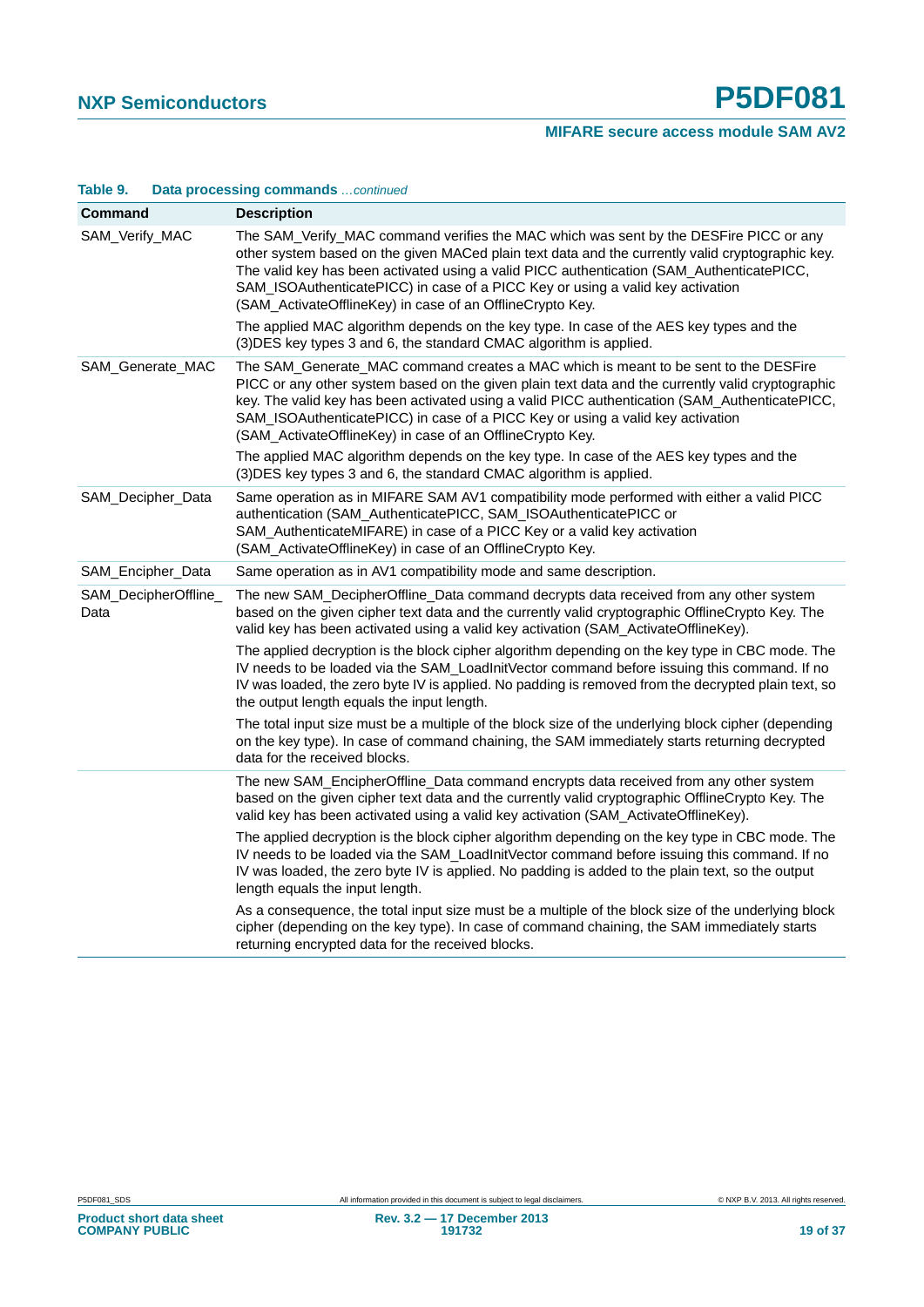**Table 9. Data processing commands** *...continued*

| Command | Description |
|---|---|
| SAM_Verify_MAC | The SAM_Verify_MAC command verifies the MAC which was sent by the DESFire PICC or any other system based on the given MACed plain text data and the currently valid cryptographic key. The valid key has been activated using a valid PICC authentication (SAM_AuthenticatePICC, SAM_ISOAuthenticatePICC) in case of a PICC Key or using a valid key activation (SAM_ActivateOfflineKey) in case of an OfflineCrypto Key.<br><br>The applied MAC algorithm depends on the key type. In case of the AES key types and the (3)DES key types 3 and 6, the standard CMAC algorithm is applied. |
| SAM_Generate_MAC | The SAM_Generate_MAC command creates a MAC which is meant to be sent to the DESFire PICC or any other system based on the given plain text data and the currently valid cryptographic key. The valid key has been activated using a valid PICC authentication (SAM_AuthenticatePICC, SAM_ISOAuthenticatePICC) in case of a PICC Key or using a valid key activation (SAM_ActivateOfflineKey) in case of an OfflineCrypto Key.<br><br>The applied MAC algorithm depends on the key type. In case of the AES key types and the (3)DES key types 3 and 6, the standard CMAC algorithm is applied. |
| SAM_Decipher_Data | Same operation as in MIFARE SAM AV1 compatibility mode performed with either a valid PICC authentication (SAM_AuthenticatePICC, SAM_ISOAuthenticatePICC or SAM_AuthenticateMIFARE) in case of a PICC Key or a valid key activation (SAM_ActivateOfflineKey) in case of an OfflineCrypto Key. |
| SAM_Encipher_Data | Same operation as in AV1 compatibility mode and same description. |
| SAM_DecipherOffline_Data | The new SAM_DecipherOffline_Data command decrypts data received from any other system based on the given cipher text data and the currently valid cryptographic OfflineCrypto Key. The valid key has been activated using a valid key activation (SAM_ActivateOfflineKey).<br><br>The applied decryption is the block cipher algorithm depending on the key type in CBC mode. The IV needs to be loaded via the SAM_LoadInitVector command before issuing this command. If no IV was loaded, the zero byte IV is applied. No padding is removed from the decrypted plain text, so the output length equals the input length.<br><br>The total input size must be a multiple of the block size of the underlying block cipher (depending on the key type). In case of command chaining, the SAM immediately starts returning decrypted data for the received blocks. |
| | The new SAM_EncipherOffline_Data command encrypts data received from any other system based on the given cipher text data and the currently valid cryptographic OfflineCrypto Key. The valid key has been activated using a valid key activation (SAM_ActivateOfflineKey).<br><br>The applied decryption is the block cipher algorithm depending on the key type in CBC mode. The IV needs to be loaded via the SAM_LoadInitVector command before issuing this command. If no IV was loaded, the zero byte IV is applied. No padding is added to the plain text, so the output length equals the input length.<br><br>As a consequence, the total input size must be a multiple of the block size of the underlying block cipher (depending on the key type). In case of command chaining, the SAM immediately starts returning encrypted data for the received blocks. |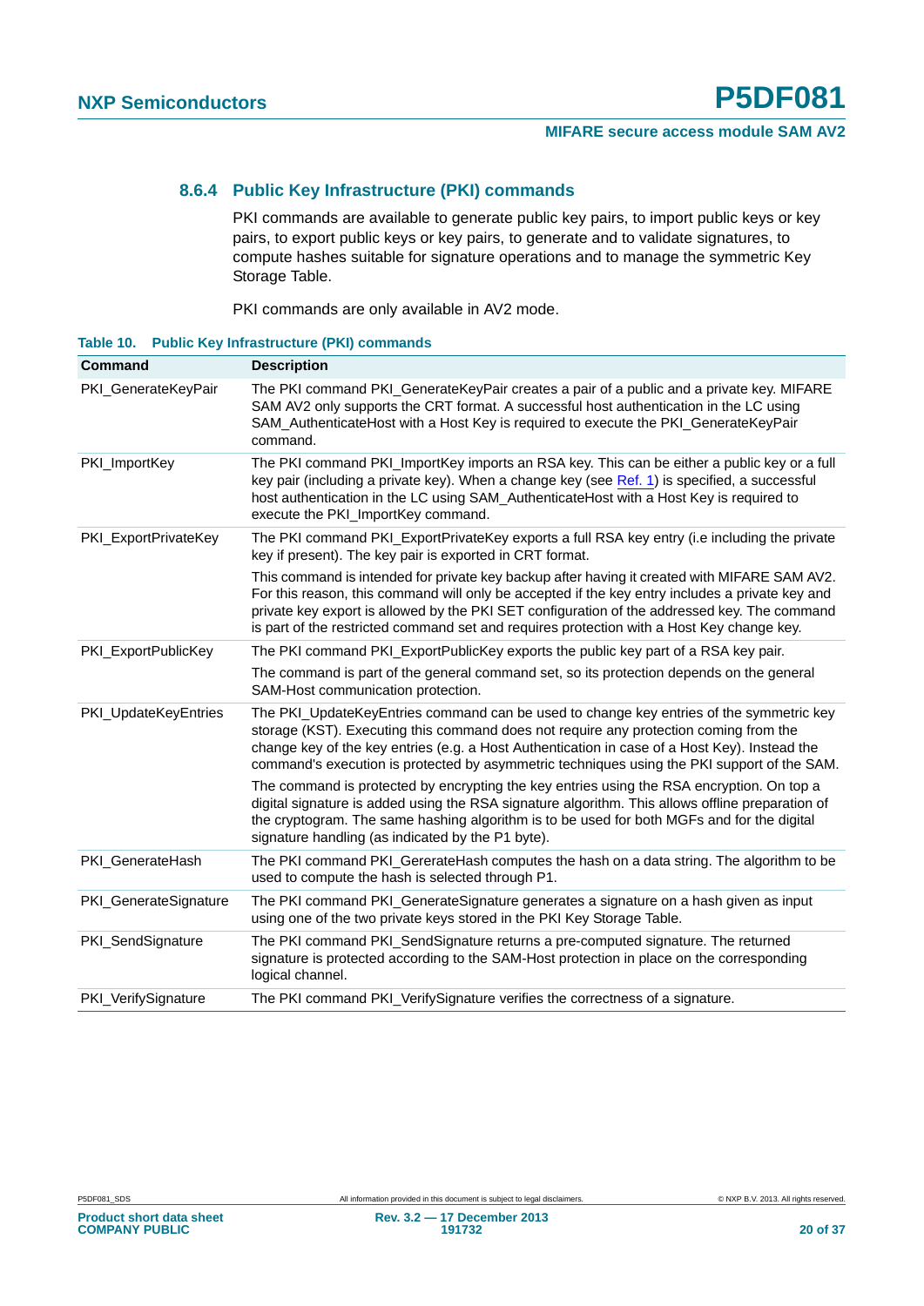### 8.6.4 Public Key Infrastructure (PKI) commands

PKI commands are available to generate public key pairs, to import public keys or key pairs, to export public keys or key pairs, to generate and to validate signatures, to compute hashes suitable for signature operations and to manage the symmetric Key Storage Table.

PKI commands are only available in AV2 mode.

**Table 10. Public Key Infrastructure (PKI) commands**

| Command | Description |
|---|---|
| PKI_GenerateKeyPair | The PKI command PKI_GenerateKeyPair creates a pair of a public and a private key. MIFARE SAM AV2 only supports the CRT format. A successful host authentication in the LC using SAM_AuthenticateHost with a Host Key is required to execute the PKI_GenerateKeyPair command. |
| PKI_ImportKey | The PKI command PKI_ImportKey imports an RSA key. This can be either a public key or a full key pair (including a private key). When a change key (see Ref. 1) is specified, a successful host authentication in the LC using SAM_AuthenticateHost with a Host Key is required to execute the PKI_ImportKey command. |
| PKI_ExportPrivateKey | The PKI command PKI_ExportPrivateKey exports a full RSA key entry (i.e including the private key if present). The key pair is exported in CRT format.<br><br>This command is intended for private key backup after having it created with MIFARE SAM AV2. For this reason, this command will only be accepted if the key entry includes a private key and private key export is allowed by the PKI SET configuration of the addressed key. The command is part of the restricted command set and requires protection with a Host Key change key. |
| PKI_ExportPublicKey | The PKI command PKI_ExportPublicKey exports the public key part of a RSA key pair.<br><br>The command is part of the general command set, so its protection depends on the general SAM-Host communication protection. |
| PKI_UpdateKeyEntries | The PKI_UpdateKeyEntries command can be used to change key entries of the symmetric key storage (KST). Executing this command does not require any protection coming from the change key of the key entries (e.g. a Host Authentication in case of a Host Key). Instead the command's execution is protected by asymmetric techniques using the PKI support of the SAM.<br><br>The command is protected by encrypting the key entries using the RSA encryption. On top a digital signature is added using the RSA signature algorithm. This allows offline preparation of the cryptogram. The same hashing algorithm is to be used for both MGFs and for the digital signature handling (as indicated by the P1 byte). |
| PKI_GenerateHash | The PKI command PKI_GererateHash computes the hash on a data string. The algorithm to be used to compute the hash is selected through P1. |
| PKI_GenerateSignature | The PKI command PKI_GenerateSignature generates a signature on a hash given as input using one of the two private keys stored in the PKI Key Storage Table. |
| PKI_SendSignature | The PKI command PKI_SendSignature returns a pre-computed signature. The returned signature is protected according to the SAM-Host protection in place on the corresponding logical channel. |
| PKI_VerifySignature | The PKI command PKI_VerifySignature verifies the correctness of a signature. |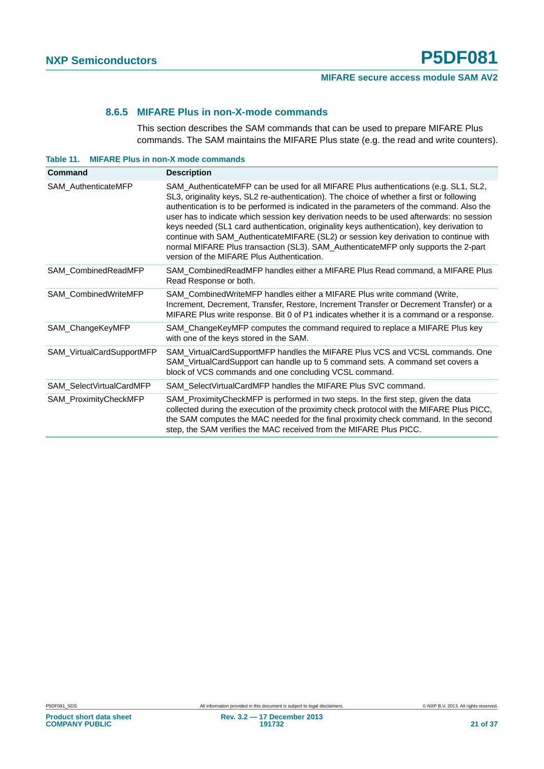### 8.6.5 MIFARE Plus in non-X-mode commands

This section describes the SAM commands that can be used to prepare MIFARE Plus commands. The SAM maintains the MIFARE Plus state (e.g. the read and write counters).

**Table 11. MIFARE Plus in non-X mode commands**

| Command | Description |
|---|---|
| SAM_AuthenticateMFP | SAM_AuthenticateMFP can be used for all MIFARE Plus authentications (e.g. SL1, SL2, SL3, originality keys, SL2 re-authentication). The choice of whether a first or following authentication is to be performed is indicated in the parameters of the command. Also the user has to indicate which session key derivation needs to be used afterwards: no session keys needed (SL1 card authentication, originality keys authentication), key derivation to continue with SAM_AuthenticateMIFARE (SL2) or session key derivation to continue with normal MIFARE Plus transaction (SL3). SAM_AuthenticateMFP only supports the 2-part version of the MIFARE Plus Authentication. |
| SAM_CombinedReadMFP | SAM_CombinedReadMFP handles either a MIFARE Plus Read command, a MIFARE Plus Read Response or both. |
| SAM_CombinedWriteMFP | SAM_CombinedWriteMFP handles either a MIFARE Plus write command (Write, Increment, Decrement, Transfer, Restore, Increment Transfer or Decrement Transfer) or a MIFARE Plus write response. Bit 0 of P1 indicates whether it is a command or a response. |
| SAM_ChangeKeyMFP | SAM_ChangeKeyMFP computes the command required to replace a MIFARE Plus key with one of the keys stored in the SAM. |
| SAM_VirtualCardSupportMFP | SAM_VirtualCardSupportMFP handles the MIFARE Plus VCS and VCSL commands. One SAM_VirtualCardSupport can handle up to 5 command sets. A command set covers a block of VCS commands and one concluding VCSL command. |
| SAM_SelectVirtualCardMFP | SAM_SelectVirtualCardMFP handles the MIFARE Plus SVC command. |
| SAM_ProximityCheckMFP | SAM_ProximityCheckMFP is performed in two steps. In the first step, given the data collected during the execution of the proximity check protocol with the MIFARE Plus PICC, the SAM computes the MAC needed for the final proximity check command. In the second step, the SAM verifies the MAC received from the MIFARE Plus PICC. |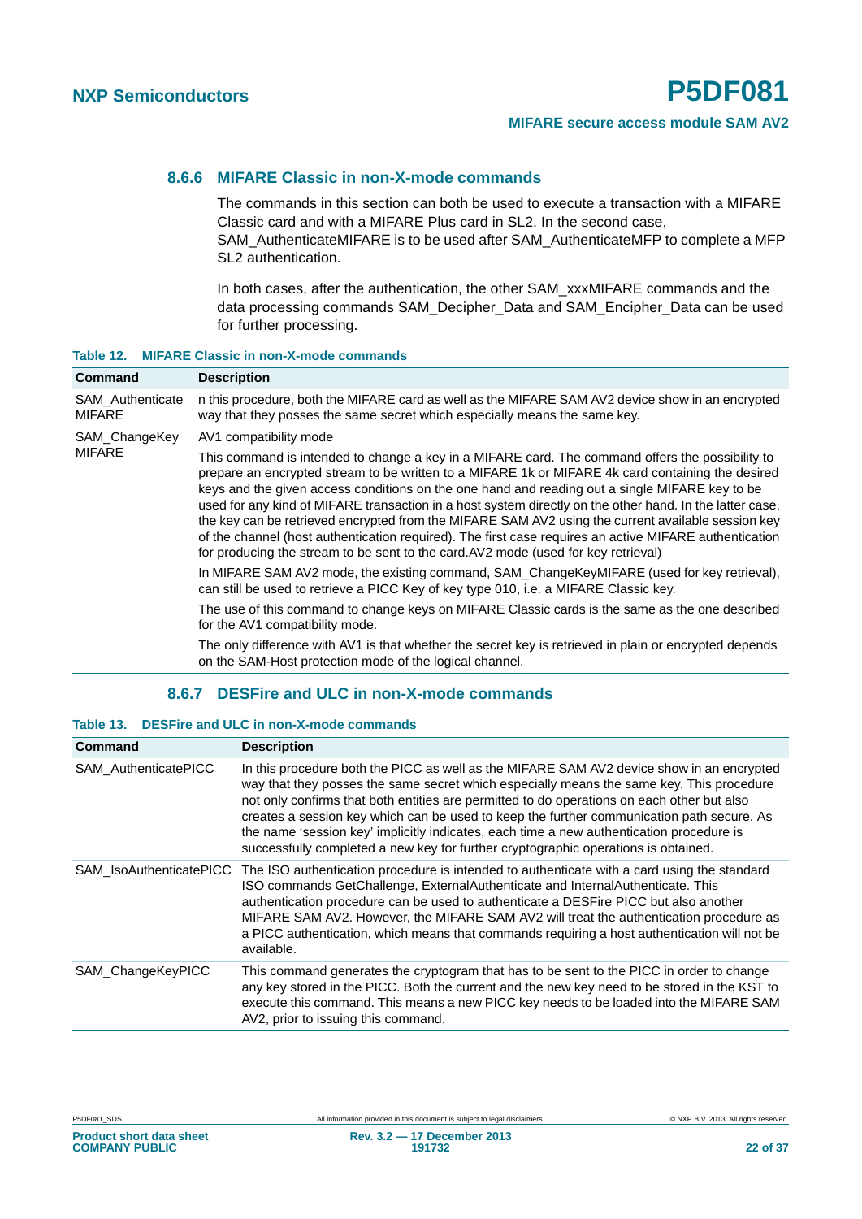### 8.6.6 MIFARE Classic in non-X-mode commands

The commands in this section can both be used to execute a transaction with a MIFARE Classic card and with a MIFARE Plus card in SL2. In the second case, SAM_AuthenticateMIFARE is to be used after SAM_AuthenticateMFP to complete a MFP SL2 authentication.

In both cases, after the authentication, the other SAM_xxxMIFARE commands and the data processing commands SAM_Decipher_Data and SAM_Encipher_Data can be used for further processing.

**Table 12. MIFARE Classic in non-X-mode commands**

| Command | Description |
|---|---|
| SAM_Authenticate MIFARE | n this procedure, both the MIFARE card as well as the MIFARE SAM AV2 device show in an encrypted way that they posses the same secret which especially means the same key. |
| SAM_ChangeKey MIFARE | AV1 compatibility mode<br><br>This command is intended to change a key in a MIFARE card. The command offers the possibility to prepare an encrypted stream to be written to a MIFARE 1k or MIFARE 4k card containing the desired keys and the given access conditions on the one hand and reading out a single MIFARE key to be used for any kind of MIFARE transaction in a host system directly on the other hand. In the latter case, the key can be retrieved encrypted from the MIFARE SAM AV2 using the current available session key of the channel (host authentication required). The first case requires an active MIFARE authentication for producing the stream to be sent to the card.AV2 mode (used for key retrieval)<br><br>In MIFARE SAM AV2 mode, the existing command, SAM_ChangeKeyMIFARE (used for key retrieval), can still be used to retrieve a PICC Key of key type 010, i.e. a MIFARE Classic key.<br><br>The use of this command to change keys on MIFARE Classic cards is the same as the one described for the AV1 compatibility mode.<br><br>The only difference with AV1 is that whether the secret key is retrieved in plain or encrypted depends on the SAM-Host protection mode of the logical channel. |

### 8.6.7 DESFire and ULC in non-X-mode commands

**Table 13. DESFire and ULC in non-X-mode commands**

| Command | Description |
|---|---|
| SAM_AuthenticatePICC | In this procedure both the PICC as well as the MIFARE SAM AV2 device show in an encrypted way that they posses the same secret which especially means the same key. This procedure not only confirms that both entities are permitted to do operations on each other but also creates a session key which can be used to keep the further communication path secure. As the name ‘session key’ implicitly indicates, each time a new authentication procedure is successfully completed a new key for further cryptographic operations is obtained. |
| SAM_IsoAuthenticatePICC | The ISO authentication procedure is intended to authenticate with a card using the standard ISO commands GetChallenge, ExternalAuthenticate and InternalAuthenticate. This authentication procedure can be used to authenticate a DESFire PICC but also another MIFARE SAM AV2. However, the MIFARE SAM AV2 will treat the authentication procedure as a PICC authentication, which means that commands requiring a host authentication will not be available. |
| SAM_ChangeKeyPICC | This command generates the cryptogram that has to be sent to the PICC in order to change any key stored in the PICC. Both the current and the new key need to be stored in the KST to execute this command. This means a new PICC key needs to be loaded into the MIFARE SAM AV2, prior to issuing this command. |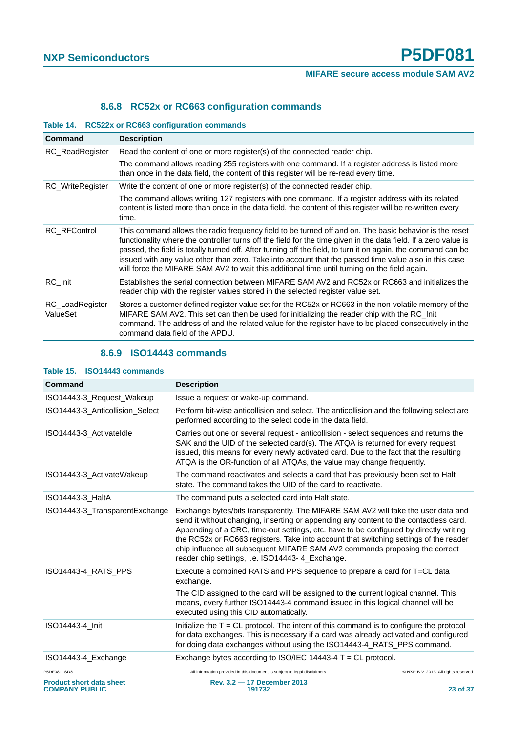### 8.6.8 RC52x or RC663 configuration commands

**Table 14. RC522x or RC663 configuration commands**

| Command | Description |
|---|---|
| RC_ReadRegister | Read the content of one or more register(s) of the connected reader chip.<br>The command allows reading 255 registers with one command. If a register address is listed more than once in the data field, the content of this register will be re-read every time. |
| RC_WriteRegister | Write the content of one or more register(s) of the connected reader chip.<br>The command allows writing 127 registers with one command. If a register address with its related content is listed more than once in the data field, the content of this register will be re-written every time. |
| RC_RFControl | This command allows the radio frequency field to be turned off and on. The basic behavior is the reset functionality where the controller turns off the field for the time given in the data field. If a zero value is passed, the field is totally turned off. After turning off the field, to turn it on again, the command can be issued with any value other than zero. Take into account that the passed time value also in this case will force the MIFARE SAM AV2 to wait this additional time until turning on the field again. |
| RC_Init | Establishes the serial connection between MIFARE SAM AV2 and RC52x or RC663 and initializes the reader chip with the register values stored in the selected register value set. |
| RC_LoadRegister ValueSet | Stores a customer defined register value set for the RC52x or RC663 in the non-volatile memory of the MIFARE SAM AV2. This set can then be used for initializing the reader chip with the RC_Init command. The address of and the related value for the register have to be placed consecutively in the command data field of the APDU. |

### 8.6.9 ISO14443 commands

**Table 15. ISO14443 commands**

| Command | Description |
|---|---|
| ISO14443-3_Request_Wakeup | Issue a request or wake-up command. |
| ISO14443-3_Anticollision_Select | Perform bit-wise anticollision and select. The anticollision and the following select are performed according to the select code in the data field. |
| ISO14443-3_ActivateIdle | Carries out one or several request - anticollision - select sequences and returns the SAK and the UID of the selected card(s). The ATQA is returned for every request issued, this means for every newly activated card. Due to the fact that the resulting ATQA is the OR-function of all ATQAs, the value may change frequently. |
| ISO14443-3_ActivateWakeup | The command reactivates and selects a card that has previously been set to Halt state. The command takes the UID of the card to reactivate. |
| ISO14443-3_HaltA | The command puts a selected card into Halt state. |
| ISO14443-3_TransparentExchange | Exchange bytes/bits transparently. The MIFARE SAM AV2 will take the user data and send it without changing, inserting or appending any content to the contactless card. Appending of a CRC, time-out settings, etc. have to be configured by directly writing the RC52x or RC663 registers. Take into account that switching settings of the reader chip influence all subsequent MIFARE SAM AV2 commands proposing the correct reader chip settings, i.e. ISO14443- 4_Exchange. |
| ISO14443-4_RATS_PPS | Execute a combined RATS and PPS sequence to prepare a card for T=CL data exchange.<br>The CID assigned to the card will be assigned to the current logical channel. This means, every further ISO14443-4 command issued in this logical channel will be executed using this CID automatically. |
| ISO14443-4_Init | Initialize the T = CL protocol. The intent of this command is to configure the protocol for data exchanges. This is necessary if a card was already activated and configured for doing data exchanges without using the ISO14443-4_RATS_PPS command. |
| ISO14443-4_Exchange | Exchange bytes according to ISO/IEC 14443-4 T = CL protocol. |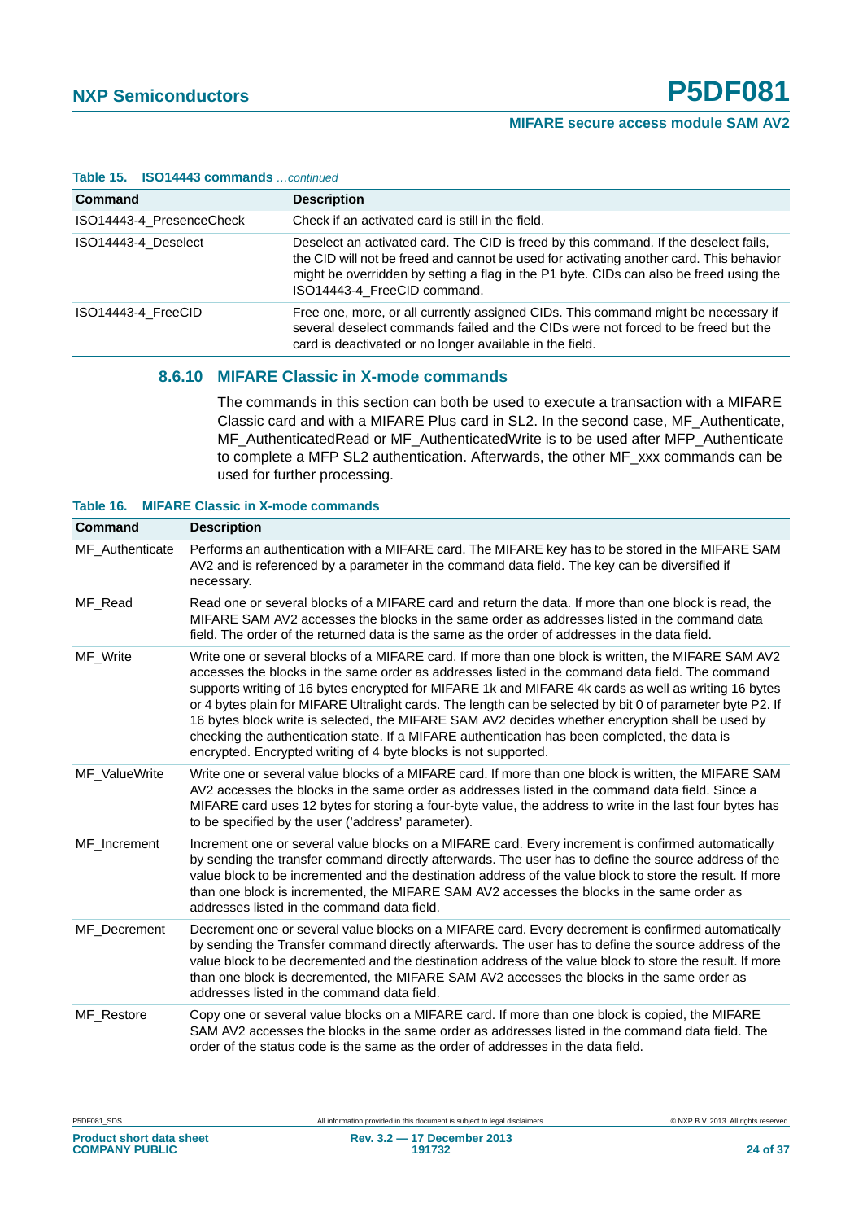**Table 15. ISO14443 commands** *...continued*

| Command | Description |
|---|---|
| ISO14443-4_PresenceCheck | Check if an activated card is still in the field. |
| ISO14443-4_Deselect | Deselect an activated card. The CID is freed by this command. If the deselect fails, the CID will not be freed and cannot be used for activating another card. This behavior might be overridden by setting a flag in the P1 byte. CIDs can also be freed using the ISO14443-4_FreeCID command. |
| ISO14443-4_FreeCID | Free one, more, or all currently assigned CIDs. This command might be necessary if several deselect commands failed and the CIDs were not forced to be freed but the card is deactivated or no longer available in the field. |

### 8.6.10 MIFARE Classic in X-mode commands

The commands in this section can both be used to execute a transaction with a MIFARE Classic card and with a MIFARE Plus card in SL2. In the second case, MF_Authenticate, MF_AuthenticatedRead or MF_AuthenticatedWrite is to be used after MFP_Authenticate to complete a MFP SL2 authentication. Afterwards, the other MF_xxx commands can be used for further processing.

**Table 16. MIFARE Classic in X-mode commands**

| Command | Description |
|---|---|
| MF_Authenticate | Performs an authentication with a MIFARE card. The MIFARE key has to be stored in the MIFARE SAM AV2 and is referenced by a parameter in the command data field. The key can be diversified if necessary. |
| MF_Read | Read one or several blocks of a MIFARE card and return the data. If more than one block is read, the MIFARE SAM AV2 accesses the blocks in the same order as addresses listed in the command data field. The order of the returned data is the same as the order of addresses in the data field. |
| MF_Write | Write one or several blocks of a MIFARE card. If more than one block is written, the MIFARE SAM AV2 accesses the blocks in the same order as addresses listed in the command data field. The command supports writing of 16 bytes encrypted for MIFARE 1k and MIFARE 4k cards as well as writing 16 bytes or 4 bytes plain for MIFARE Ultralight cards. The length can be selected by bit 0 of parameter byte P2. If 16 bytes block write is selected, the MIFARE SAM AV2 decides whether encryption shall be used by checking the authentication state. If a MIFARE authentication has been completed, the data is encrypted. Encrypted writing of 4 byte blocks is not supported. |
| MF_ValueWrite | Write one or several value blocks of a MIFARE card. If more than one block is written, the MIFARE SAM AV2 accesses the blocks in the same order as addresses listed in the command data field. Since a MIFARE card uses 12 bytes for storing a four-byte value, the address to write in the last four bytes has to be specified by the user ('address' parameter). |
| MF_Increment | Increment one or several value blocks on a MIFARE card. Every increment is confirmed automatically by sending the transfer command directly afterwards. The user has to define the source address of the value block to be incremented and the destination address of the value block to store the result. If more than one block is incremented, the MIFARE SAM AV2 accesses the blocks in the same order as addresses listed in the command data field. |
| MF_Decrement | Decrement one or several value blocks on a MIFARE card. Every decrement is confirmed automatically by sending the Transfer command directly afterwards. The user has to define the source address of the value block to be decremented and the destination address of the value block to store the result. If more than one block is decremented, the MIFARE SAM AV2 accesses the blocks in the same order as addresses listed in the command data field. |
| MF_Restore | Copy one or several value blocks on a MIFARE card. If more than one block is copied, the MIFARE SAM AV2 accesses the blocks in the same order as addresses listed in the command data field. The order of the status code is the same as the order of addresses in the data field. |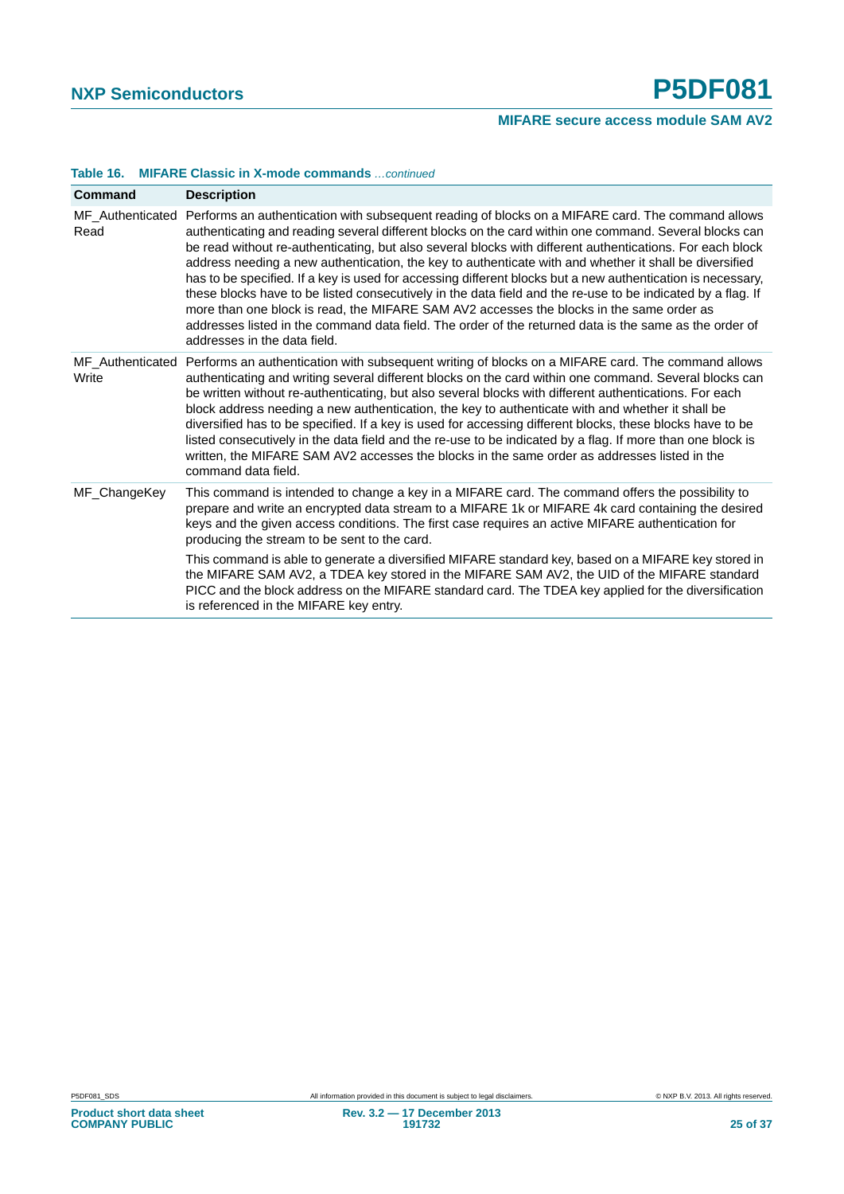**Table 16. MIFARE Classic in X-mode commands** *...continued*

| Command | Description |
|---|---|
| MF_Authenticated Read | Performs an authentication with subsequent reading of blocks on a MIFARE card. The command allows authenticating and reading several different blocks on the card within one command. Several blocks can be read without re-authenticating, but also several blocks with different authentications. For each block address needing a new authentication, the key to authenticate with and whether it shall be diversified has to be specified. If a key is used for accessing different blocks but a new authentication is necessary, these blocks have to be listed consecutively in the data field and the re-use to be indicated by a flag. If more than one block is read, the MIFARE SAM AV2 accesses the blocks in the same order as addresses listed in the command data field. The order of the returned data is the same as the order of addresses in the data field. |
| MF_Authenticated Write | Performs an authentication with subsequent writing of blocks on a MIFARE card. The command allows authenticating and writing several different blocks on the card within one command. Several blocks can be written without re-authenticating, but also several blocks with different authentications. For each block address needing a new authentication, the key to authenticate with and whether it shall be diversified has to be specified. If a key is used for accessing different blocks, these blocks have to be listed consecutively in the data field and the re-use to be indicated by a flag. If more than one block is written, the MIFARE SAM AV2 accesses the blocks in the same order as addresses listed in the command data field. |
| MF_ChangeKey | This command is intended to change a key in a MIFARE card. The command offers the possibility to prepare and write an encrypted data stream to a MIFARE 1k or MIFARE 4k card containing the desired keys and the given access conditions. The first case requires an active MIFARE authentication for producing the stream to be sent to the card.<br><br>This command is able to generate a diversified MIFARE standard key, based on a MIFARE key stored in the MIFARE SAM AV2, a TDEA key stored in the MIFARE SAM AV2, the UID of the MIFARE standard PICC and the block address on the MIFARE standard card. The TDEA key applied for the diversification is referenced in the MIFARE key entry. |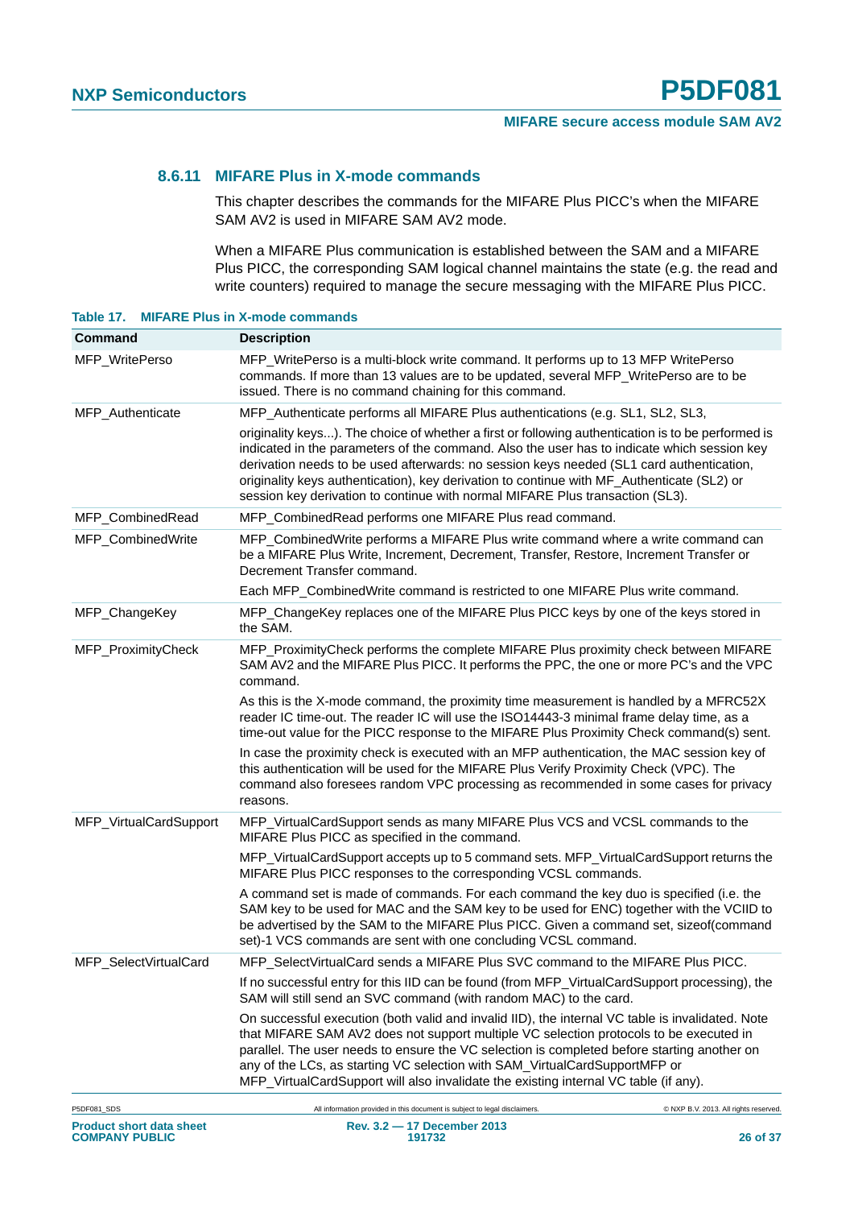### 8.6.11 MIFARE Plus in X-mode commands

This chapter describes the commands for the MIFARE Plus PICC's when the MIFARE SAM AV2 is used in MIFARE SAM AV2 mode.

When a MIFARE Plus communication is established between the SAM and a MIFARE Plus PICC, the corresponding SAM logical channel maintains the state (e.g. the read and write counters) required to manage the secure messaging with the MIFARE Plus PICC.

**Table 17. MIFARE Plus in X-mode commands**

| Command | Description |
|---|---|
| MFP_WritePerso | MFP_WritePerso is a multi-block write command. It performs up to 13 MFP WritePerso commands. If more than 13 values are to be updated, several MFP_WritePerso are to be issued. There is no command chaining for this command. |
| MFP_Authenticate | MFP_Authenticate performs all MIFARE Plus authentications (e.g. SL1, SL2, SL3, originality keys...). The choice of whether a first or following authentication is to be performed is indicated in the parameters of the command. Also the user has to indicate which session key derivation needs to be used afterwards: no session keys needed (SL1 card authentication, originality keys authentication), key derivation to continue with MF_Authenticate (SL2) or session key derivation to continue with normal MIFARE Plus transaction (SL3). |
| MFP_CombinedRead | MFP_CombinedRead performs one MIFARE Plus read command. |
| MFP_CombinedWrite | MFP_CombinedWrite performs a MIFARE Plus write command where a write command can be a MIFARE Plus Write, Increment, Decrement, Transfer, Restore, Increment Transfer or Decrement Transfer command.<br><br>Each MFP_CombinedWrite command is restricted to one MIFARE Plus write command. |
| MFP_ChangeKey | MFP_ChangeKey replaces one of the MIFARE Plus PICC keys by one of the keys stored in the SAM. |
| MFP_ProximityCheck | MFP_ProximityCheck performs the complete MIFARE Plus proximity check between MIFARE SAM AV2 and the MIFARE Plus PICC. It performs the PPC, the one or more PC's and the VPC command.<br><br>As this is the X-mode command, the proximity time measurement is handled by a MFRC52X reader IC time-out. The reader IC will use the ISO14443-3 minimal frame delay time, as a time-out value for the PICC response to the MIFARE Plus Proximity Check command(s) sent.<br><br>In case the proximity check is executed with an MFP authentication, the MAC session key of this authentication will be used for the MIFARE Plus Verify Proximity Check (VPC). The command also foresees random VPC processing as recommended in some cases for privacy reasons. |
| MFP_VirtualCardSupport | MFP_VirtualCardSupport sends as many MIFARE Plus VCS and VCSL commands to the MIFARE Plus PICC as specified in the command.<br><br>MFP_VirtualCardSupport accepts up to 5 command sets. MFP_VirtualCardSupport returns the MIFARE Plus PICC responses to the corresponding VCSL commands.<br><br>A command set is made of commands. For each command the key duo is specified (i.e. the SAM key to be used for MAC and the SAM key to be used for ENC) together with the VCIID to be advertised by the SAM to the MIFARE Plus PICC. Given a command set, sizeof(command set)-1 VCS commands are sent with one concluding VCSL command. |
| MFP_SelectVirtualCard | MFP_SelectVirtualCard sends a MIFARE Plus SVC command to the MIFARE Plus PICC.<br><br>If no successful entry for this IID can be found (from MFP_VirtualCardSupport processing), the SAM will still send an SVC command (with random MAC) to the card.<br><br>On successful execution (both valid and invalid IID), the internal VC table is invalidated. Note that MIFARE SAM AV2 does not support multiple VC selection protocols to be executed in parallel. The user needs to ensure the VC selection is completed before starting another on any of the LCs, as starting VC selection with SAM_VirtualCardSupportMFP or MFP_VirtualCardSupport will also invalidate the existing internal VC table (if any). |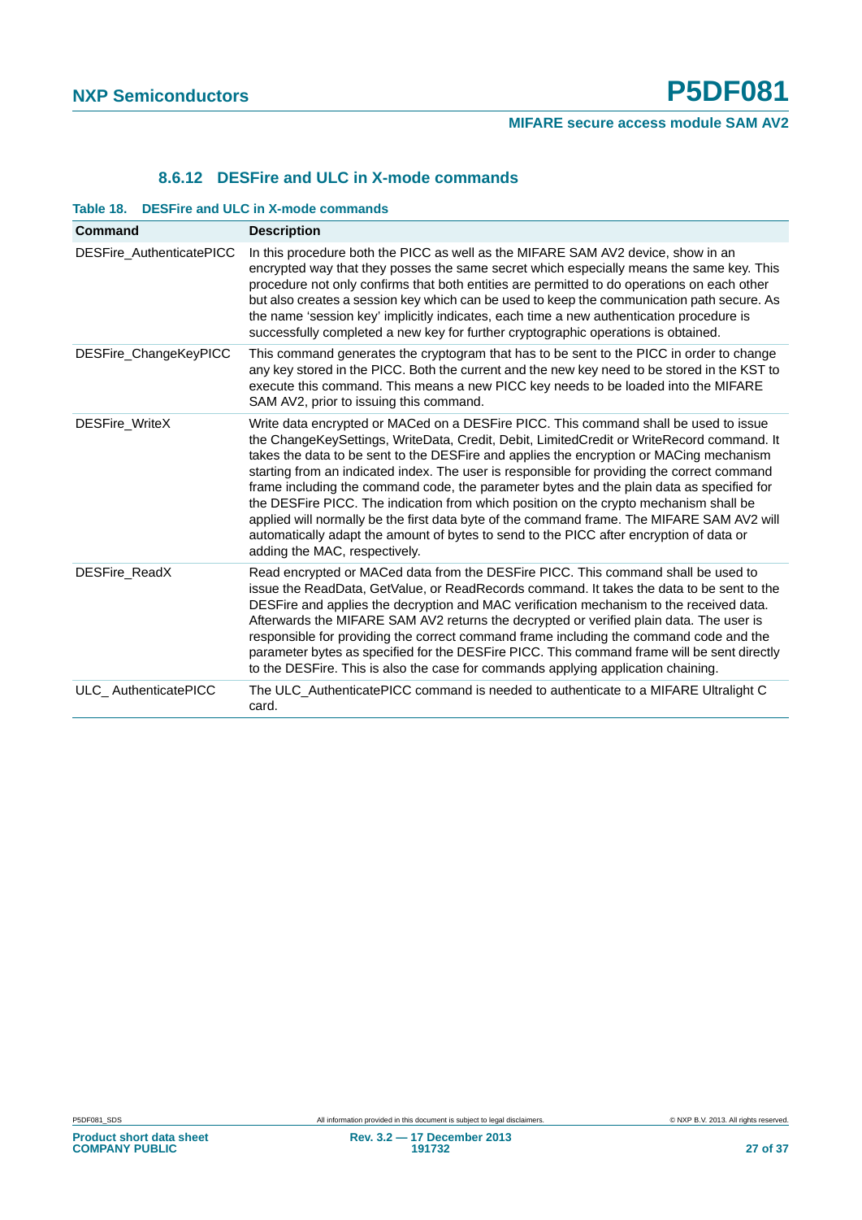### 8.6.12 DESFire and ULC in X-mode commands

**Table 18. DESFire and ULC in X-mode commands**

| Command | Description |
|---|---|
| DESFire_AuthenticatePICC | In this procedure both the PICC as well as the MIFARE SAM AV2 device, show in an encrypted way that they posses the same secret which especially means the same key. This procedure not only confirms that both entities are permitted to do operations on each other but also creates a session key which can be used to keep the communication path secure. As the name 'session key' implicitly indicates, each time a new authentication procedure is successfully completed a new key for further cryptographic operations is obtained. |
| DESFire_ChangeKeyPICC | This command generates the cryptogram that has to be sent to the PICC in order to change any key stored in the PICC. Both the current and the new key need to be stored in the KST to execute this command. This means a new PICC key needs to be loaded into the MIFARE SAM AV2, prior to issuing this command. |
| DESFire_WriteX | Write data encrypted or MACed on a DESFire PICC. This command shall be used to issue the ChangeKeySettings, WriteData, Credit, Debit, LimitedCredit or WriteRecord command. It takes the data to be sent to the DESFire and applies the encryption or MACing mechanism starting from an indicated index. The user is responsible for providing the correct command frame including the command code, the parameter bytes and the plain data as specified for the DESFire PICC. The indication from which position on the crypto mechanism shall be applied will normally be the first data byte of the command frame. The MIFARE SAM AV2 will automatically adapt the amount of bytes to send to the PICC after encryption of data or adding the MAC, respectively. |
| DESFire_ReadX | Read encrypted or MACed data from the DESFire PICC. This command shall be used to issue the ReadData, GetValue, or ReadRecords command. It takes the data to be sent to the DESFire and applies the decryption and MAC verification mechanism to the received data. Afterwards the MIFARE SAM AV2 returns the decrypted or verified plain data. The user is responsible for providing the correct command frame including the command code and the parameter bytes as specified for the DESFire PICC. This command frame will be sent directly to the DESFire. This is also the case for commands applying application chaining. |
| ULC_ AuthenticatePICC | The ULC_AuthenticatePICC command is needed to authenticate to a MIFARE Ultralight C card. |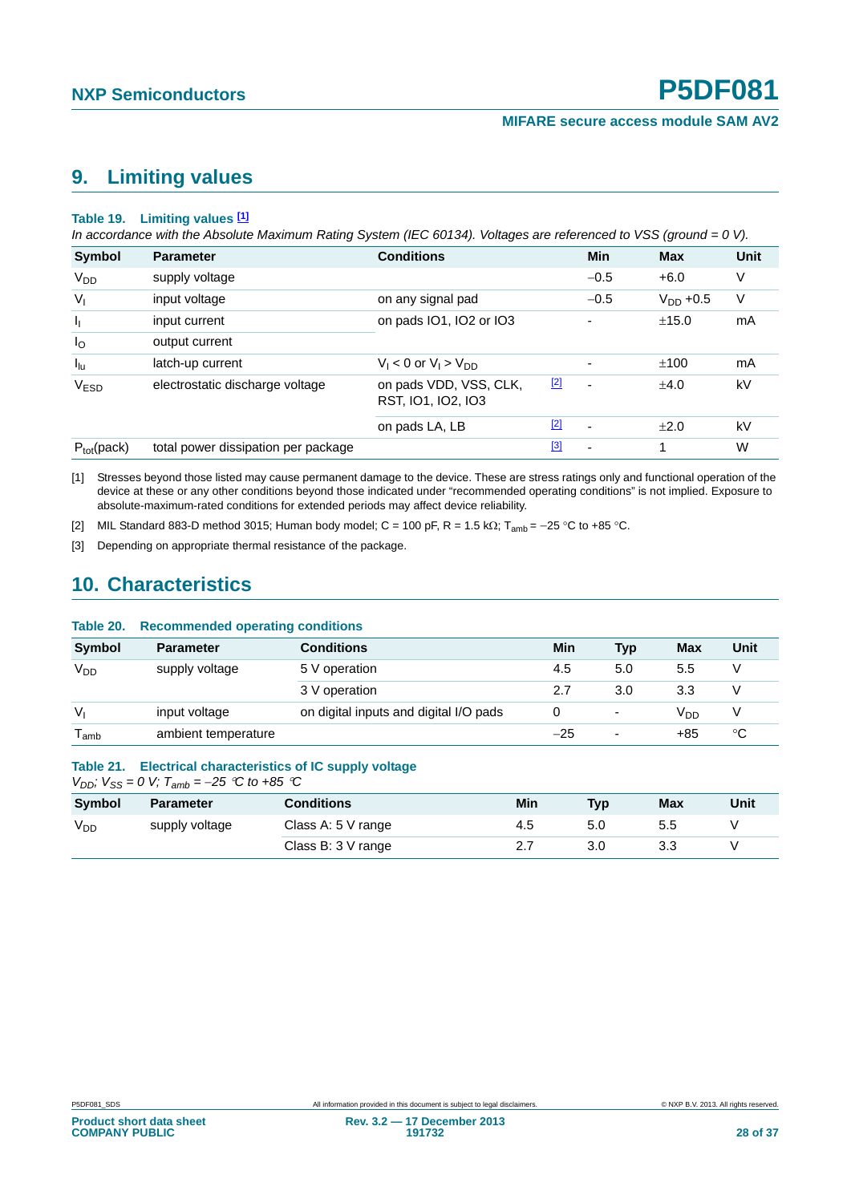## 9. Limiting values

**Table 19. Limiting values [1]**

*In accordance with the Absolute Maximum Rating System (IEC 60134). Voltages are referenced to VSS (ground = 0 V).*

| Symbol | Parameter | Conditions | | Min | Max | Unit |
|---|---|---|---|---|---|---|
| $V_{DD}$ | supply voltage | | | −0.5 | +6.0 | V |
| $V_I$ | input voltage | on any signal pad | | −0.5 | $V_{DD}$ +0.5 | V |
| $I_I$ | input current | on pads IO1, IO2 or IO3 | | - | ±15.0 | mA |
| $I_O$ | output current | | | | | |
| $I_{lu}$ | latch-up current | $V_I$ < 0 or $V_I$ > $V_{DD}$ | | - | ±100 | mA |
| $V_{ESD}$ | electrostatic discharge voltage | on pads VDD, VSS, CLK, RST, IO1, IO2, IO3 | [2] | - | ±4.0 | kV |
| | | on pads LA, LB | [2] | - | ±2.0 | kV |
| $P_{tot}$(pack) | total power dissipation per package | | [3] | - | 1 | W |

[1] Stresses beyond those listed may cause permanent damage to the device. These are stress ratings only and functional operation of the device at these or any other conditions beyond those indicated under "recommended operating conditions" is not implied. Exposure to absolute-maximum-rated conditions for extended periods may affect device reliability.

[2] MIL Standard 883-D method 3015; Human body model; C = 100 pF, R = 1.5 kΩ; $T_{amb}$ = −25 °C to +85 °C.

[3] Depending on appropriate thermal resistance of the package.

## 10. Characteristics

**Table 20. Recommended operating conditions**

| Symbol | Parameter | Conditions | Min | Typ | Max | Unit |
|---|---|---|---|---|---|---|
| $V_{DD}$ | supply voltage | 5 V operation | 4.5 | 5.0 | 5.5 | V |
| | | 3 V operation | 2.7 | 3.0 | 3.3 | V |
| $V_I$ | input voltage | on digital inputs and digital I/O pads | 0 | - | $V_{DD}$ | V |
| $T_{amb}$ | ambient temperature | | −25 | - | +85 | °C |

**Table 21. Electrical characteristics of IC supply voltage**

*$V_{DD}$; $V_{SS}$ = 0 V; $T_{amb}$ = −25 °C to +85 °C*

| Symbol | Parameter | Conditions | Min | Typ | Max | Unit |
|---|---|---|---|---|---|---|
| $V_{DD}$ | supply voltage | Class A: 5 V range | 4.5 | 5.0 | 5.5 | V |
| | | Class B: 3 V range | 2.7 | 3.0 | 3.3 | V |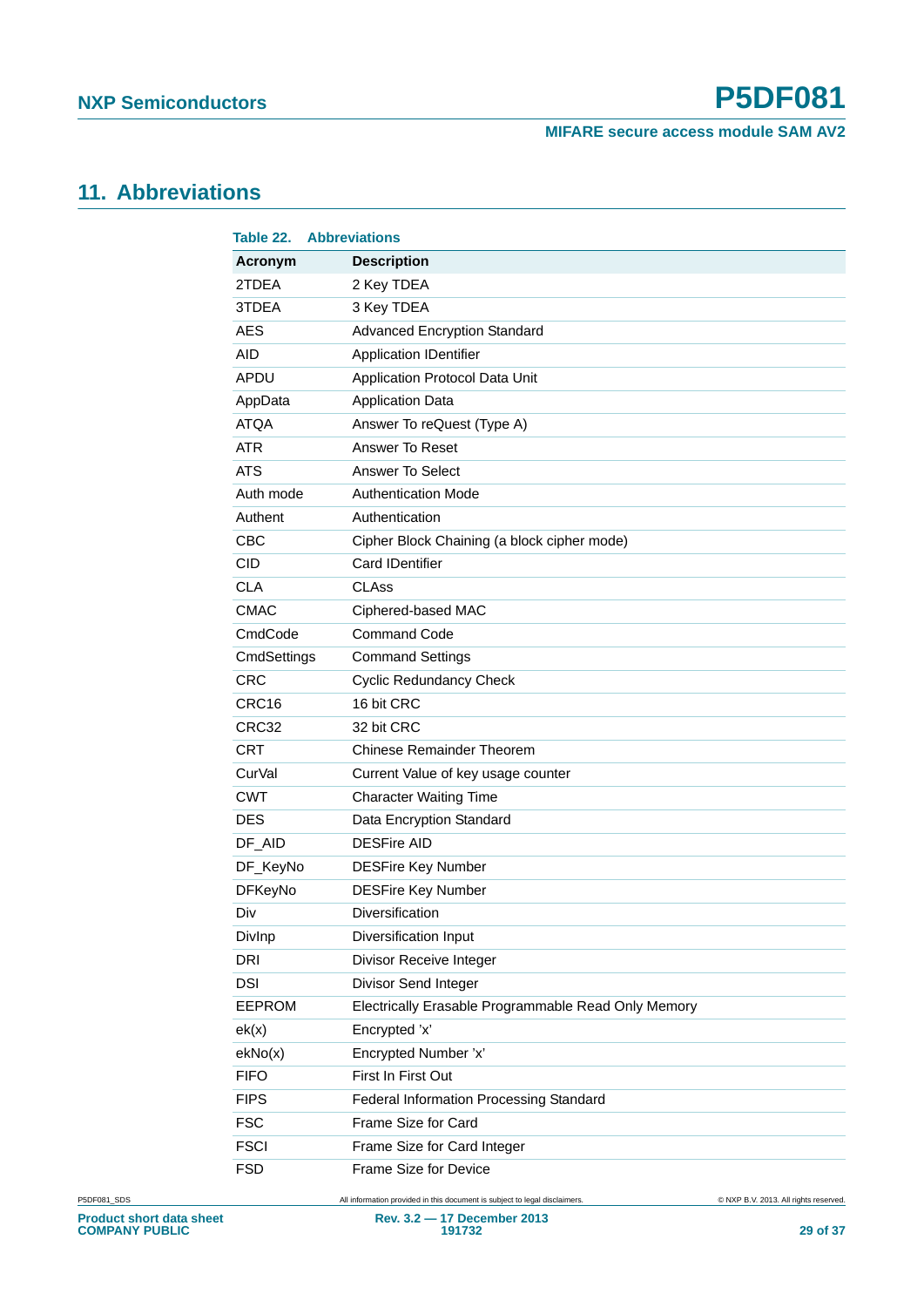## 11. Abbreviations

**Table 22. Abbreviations**

| Acronym | Description |
|---|---|
| 2TDEA | 2 Key TDEA |
| 3TDEA | 3 Key TDEA |
| AES | Advanced Encryption Standard |
| AID | Application IDentifier |
| APDU | Application Protocol Data Unit |
| AppData | Application Data |
| ATQA | Answer To reQuest (Type A) |
| ATR | Answer To Reset |
| ATS | Answer To Select |
| Auth mode | Authentication Mode |
| Authent | Authentication |
| CBC | Cipher Block Chaining (a block cipher mode) |
| CID | Card IDentifier |
| CLA | CLAss |
| CMAC | Ciphered-based MAC |
| CmdCode | Command Code |
| CmdSettings | Command Settings |
| CRC | Cyclic Redundancy Check |
| CRC16 | 16 bit CRC |
| CRC32 | 32 bit CRC |
| CRT | Chinese Remainder Theorem |
| CurVal | Current Value of key usage counter |
| CWT | Character Waiting Time |
| DES | Data Encryption Standard |
| DF_AID | DESFire AID |
| DF_KeyNo | DESFire Key Number |
| DFKeyNo | DESFire Key Number |
| Div | Diversification |
| DivInp | Diversification Input |
| DRI | Divisor Receive Integer |
| DSI | Divisor Send Integer |
| EEPROM | Electrically Erasable Programmable Read Only Memory |
| ek(x) | Encrypted 'x' |
| ekNo(x) | Encrypted Number 'x' |
| FIFO | First In First Out |
| FIPS | Federal Information Processing Standard |
| FSC | Frame Size for Card |
| FSCI | Frame Size for Card Integer |
| FSD | Frame Size for Device |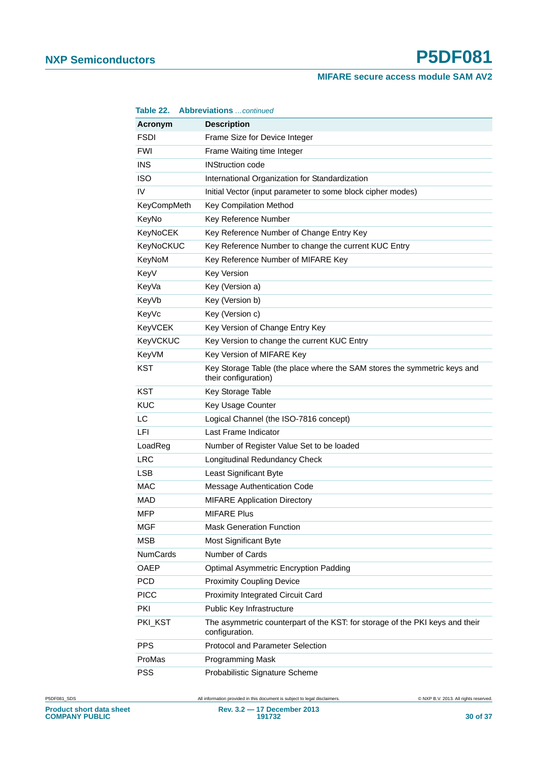**Table 22. Abbreviations** *...continued*

| Acronym | Description |
|---|---|
| FSDI | Frame Size for Device Integer |
| FWI | Frame Waiting time Integer |
| INS | INStruction code |
| ISO | International Organization for Standardization |
| IV | Initial Vector (input parameter to some block cipher modes) |
| KeyCompMeth | Key Compilation Method |
| KeyNo | Key Reference Number |
| KeyNoCEK | Key Reference Number of Change Entry Key |
| KeyNoCKUC | Key Reference Number to change the current KUC Entry |
| KeyNoM | Key Reference Number of MIFARE Key |
| KeyV | Key Version |
| KeyVa | Key (Version a) |
| KeyVb | Key (Version b) |
| KeyVc | Key (Version c) |
| KeyVCEK | Key Version of Change Entry Key |
| KeyVCKUC | Key Version to change the current KUC Entry |
| KeyVM | Key Version of MIFARE Key |
| KST | Key Storage Table (the place where the SAM stores the symmetric keys and their configuration) |
| KST | Key Storage Table |
| KUC | Key Usage Counter |
| LC | Logical Channel (the ISO-7816 concept) |
| LFI | Last Frame Indicator |
| LoadReg | Number of Register Value Set to be loaded |
| LRC | Longitudinal Redundancy Check |
| LSB | Least Significant Byte |
| MAC | Message Authentication Code |
| MAD | MIFARE Application Directory |
| MFP | MIFARE Plus |
| MGF | Mask Generation Function |
| MSB | Most Significant Byte |
| NumCards | Number of Cards |
| OAEP | Optimal Asymmetric Encryption Padding |
| PCD | Proximity Coupling Device |
| PICC | Proximity Integrated Circuit Card |
| PKI | Public Key Infrastructure |
| PKI_KST | The asymmetric counterpart of the KST: for storage of the PKI keys and their configuration. |
| PPS | Protocol and Parameter Selection |
| ProMas | Programming Mask |
| PSS | Probabilistic Signature Scheme |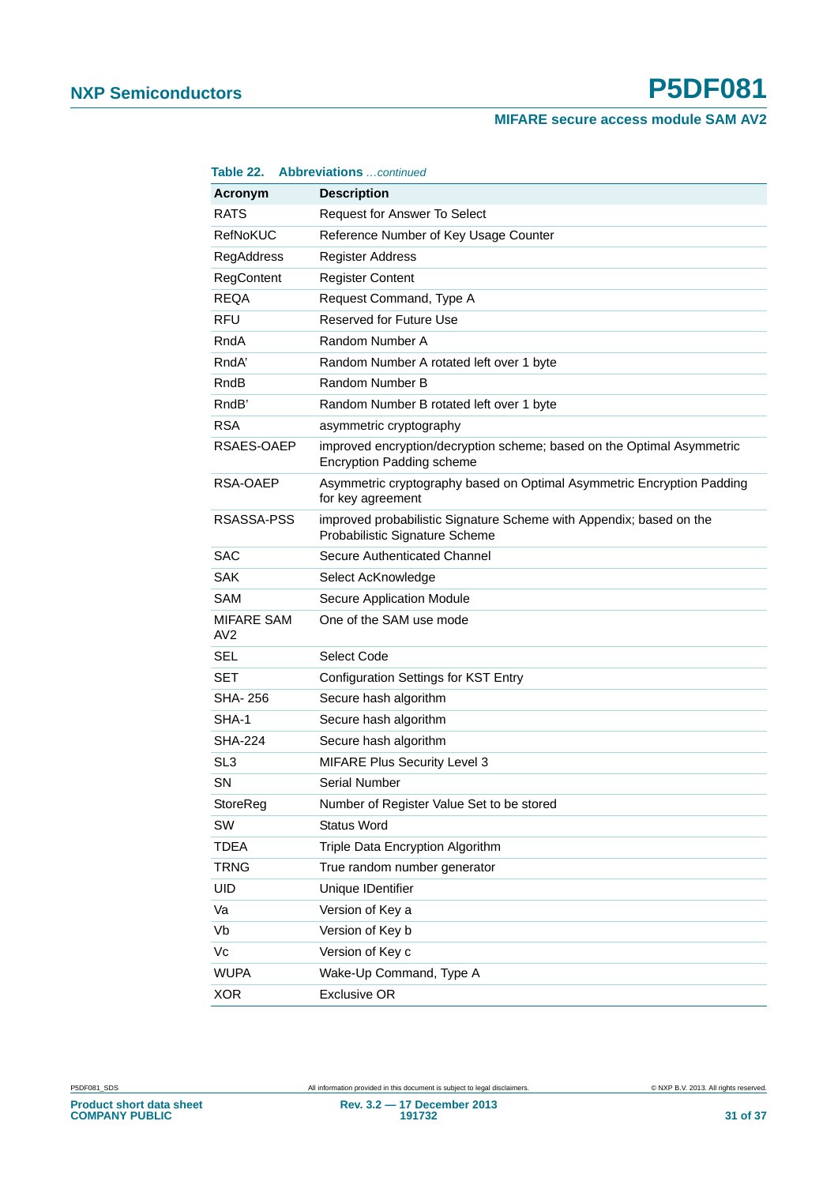**Table 22. Abbreviations** *...continued*

| Acronym | Description |
|---|---|
| RATS | Request for Answer To Select |
| RefNoKUC | Reference Number of Key Usage Counter |
| RegAddress | Register Address |
| RegContent | Register Content |
| REQA | Request Command, Type A |
| RFU | Reserved for Future Use |
| RndA | Random Number A |
| RndA’ | Random Number A rotated left over 1 byte |
| RndB | Random Number B |
| RndB’ | Random Number B rotated left over 1 byte |
| RSA | asymmetric cryptography |
| RSAES-OAEP | improved encryption/decryption scheme; based on the Optimal Asymmetric Encryption Padding scheme |
| RSA-OAEP | Asymmetric cryptography based on Optimal Asymmetric Encryption Padding for key agreement |
| RSASSA-PSS | improved probabilistic Signature Scheme with Appendix; based on the Probabilistic Signature Scheme |
| SAC | Secure Authenticated Channel |
| SAK | Select AcKnowledge |
| SAM | Secure Application Module |
| MIFARE SAM AV2 | One of the SAM use mode |
| SEL | Select Code |
| SET | Configuration Settings for KST Entry |
| SHA- 256 | Secure hash algorithm |
| SHA-1 | Secure hash algorithm |
| SHA-224 | Secure hash algorithm |
| SL3 | MIFARE Plus Security Level 3 |
| SN | Serial Number |
| StoreReg | Number of Register Value Set to be stored |
| SW | Status Word |
| TDEA | Triple Data Encryption Algorithm |
| TRNG | True random number generator |
| UID | Unique IDentifier |
| Va | Version of Key a |
| Vb | Version of Key b |
| Vc | Version of Key c |
| WUPA | Wake-Up Command, Type A |
| XOR | Exclusive OR |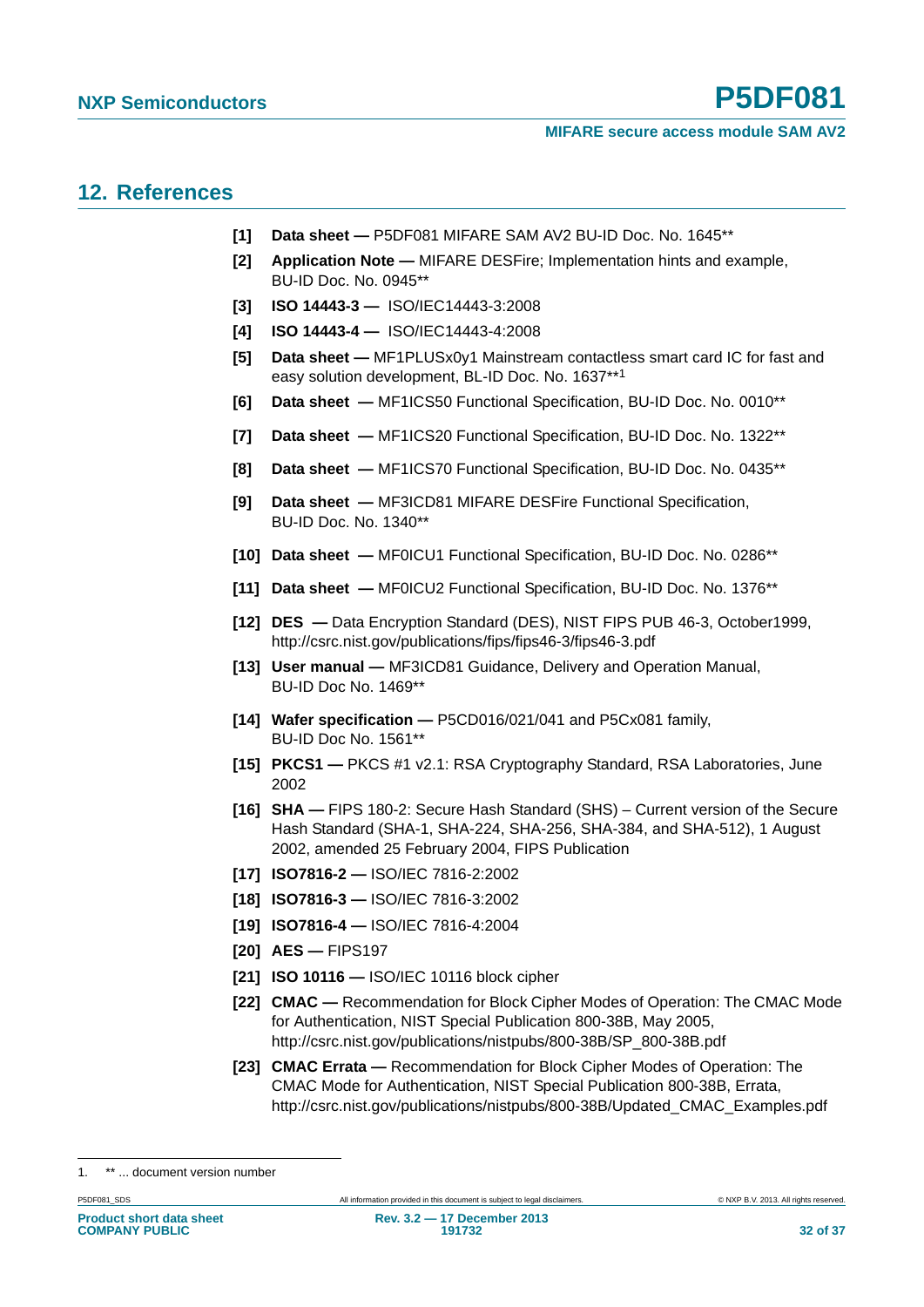## 12. References

- **[1]** **Data sheet —** P5DF081 MIFARE SAM AV2 BU-ID Doc. No. 1645**
- **[2]** **Application Note —** MIFARE DESFire; Implementation hints and example, BU-ID Doc. No. 0945**
- **[3]** **ISO 14443-3 —** ISO/IEC14443-3:2008
- **[4]** **ISO 14443-4 —** ISO/IEC14443-4:2008
- **[5]** **Data sheet —** MF1PLUSx0y1 Mainstream contactless smart card IC for fast and easy solution development, BL-ID Doc. No. 1637**[1]
- **[6]** **Data sheet —** MF1ICS50 Functional Specification, BU-ID Doc. No. 0010**
- **[7]** **Data sheet —** MF1ICS20 Functional Specification, BU-ID Doc. No. 1322**
- **[8]** **Data sheet —** MF1ICS70 Functional Specification, BU-ID Doc. No. 0435**
- **[9]** **Data sheet —** MF3ICD81 MIFARE DESFire Functional Specification, BU-ID Doc. No. 1340**
- **[10]** **Data sheet —** MF0ICU1 Functional Specification, BU-ID Doc. No. 0286**
- **[11]** **Data sheet —** MF0ICU2 Functional Specification, BU-ID Doc. No. 1376**
- **[12]** **DES —** Data Encryption Standard (DES), NIST FIPS PUB 46-3, October1999, http://csrc.nist.gov/publications/fips/fips46-3/fips46-3.pdf
- **[13]** **User manual —** MF3ICD81 Guidance, Delivery and Operation Manual, BU-ID Doc No. 1469**
- **[14]** **Wafer specification —** P5CD016/021/041 and P5Cx081 family, BU-ID Doc No. 1561**
- **[15]** **PKCS1 —** PKCS #1 v2.1: RSA Cryptography Standard, RSA Laboratories, June 2002
- **[16]** **SHA —** FIPS 180-2: Secure Hash Standard (SHS) – Current version of the Secure Hash Standard (SHA-1, SHA-224, SHA-256, SHA-384, and SHA-512), 1 August 2002, amended 25 February 2004, FIPS Publication
- **[17]** **ISO7816-2 —** ISO/IEC 7816-2:2002
- **[18]** **ISO7816-3 —** ISO/IEC 7816-3:2002
- **[19]** **ISO7816-4 —** ISO/IEC 7816-4:2004
- **[20]** **AES —** FIPS197
- **[21]** **ISO 10116 —** ISO/IEC 10116 block cipher
- **[22]** **CMAC —** Recommendation for Block Cipher Modes of Operation: The CMAC Mode for Authentication, NIST Special Publication 800-38B, May 2005, http://csrc.nist.gov/publications/nistpubs/800-38B/SP_800-38B.pdf
- **[23]** **CMAC Errata —** Recommendation for Block Cipher Modes of Operation: The CMAC Mode for Authentication, NIST Special Publication 800-38B, Errata, http://csrc.nist.gov/publications/nistpubs/800-38B/Updated_CMAC_Examples.pdf

1. ** ... document version number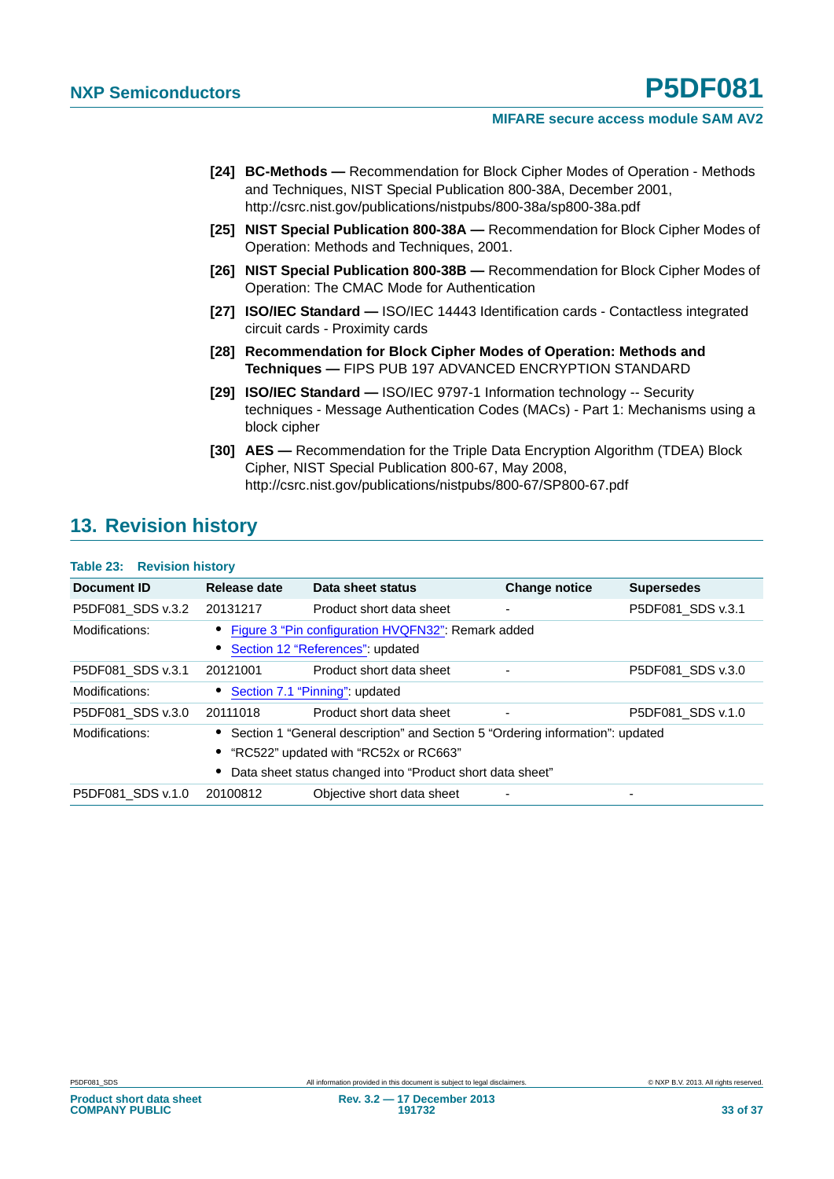[24] **BC-Methods —** Recommendation for Block Cipher Modes of Operation - Methods and Techniques, NIST Special Publication 800-38A, December 2001, http://csrc.nist.gov/publications/nistpubs/800-38a/sp800-38a.pdf

[25] **NIST Special Publication 800-38A —** Recommendation for Block Cipher Modes of Operation: Methods and Techniques, 2001.

[26] **NIST Special Publication 800-38B —** Recommendation for Block Cipher Modes of Operation: The CMAC Mode for Authentication

[27] **ISO/IEC Standard —** ISO/IEC 14443 Identification cards - Contactless integrated circuit cards - Proximity cards

[28] **Recommendation for Block Cipher Modes of Operation: Methods and Techniques —** FIPS PUB 197 ADVANCED ENCRYPTION STANDARD

[29] **ISO/IEC Standard —** ISO/IEC 9797-1 Information technology -- Security techniques - Message Authentication Codes (MACs) - Part 1: Mechanisms using a block cipher

[30] **AES —** Recommendation for the Triple Data Encryption Algorithm (TDEA) Block Cipher, NIST Special Publication 800-67, May 2008, http://csrc.nist.gov/publications/nistpubs/800-67/SP800-67.pdf

## 13. Revision history

**Table 23: Revision history**

| Document ID | Release date | Data sheet status | Change notice | Supersedes |
|---|---|---|---|---|
| P5DF081_SDS v.3.2 | 20131217 | Product short data sheet | - | P5DF081_SDS v.3.1 |
| Modifications: | • Figure 3 "Pin configuration HVQFN32": Remark added<br>• Section 12 "References": updated | | | |
| P5DF081_SDS v.3.1 | 20121001 | Product short data sheet | - | P5DF081_SDS v.3.0 |
| Modifications: | • Section 7.1 "Pinning": updated | | | |
| P5DF081_SDS v.3.0 | 20111018 | Product short data sheet | - | P5DF081_SDS v.1.0 |
| Modifications: | • Section 1 "General description" and Section 5 "Ordering information": updated<br>• "RC522" updated with "RC52x or RC663"<br>• Data sheet status changed into "Product short data sheet" | | | |
| P5DF081_SDS v.1.0 | 20100812 | Objective short data sheet | - | - |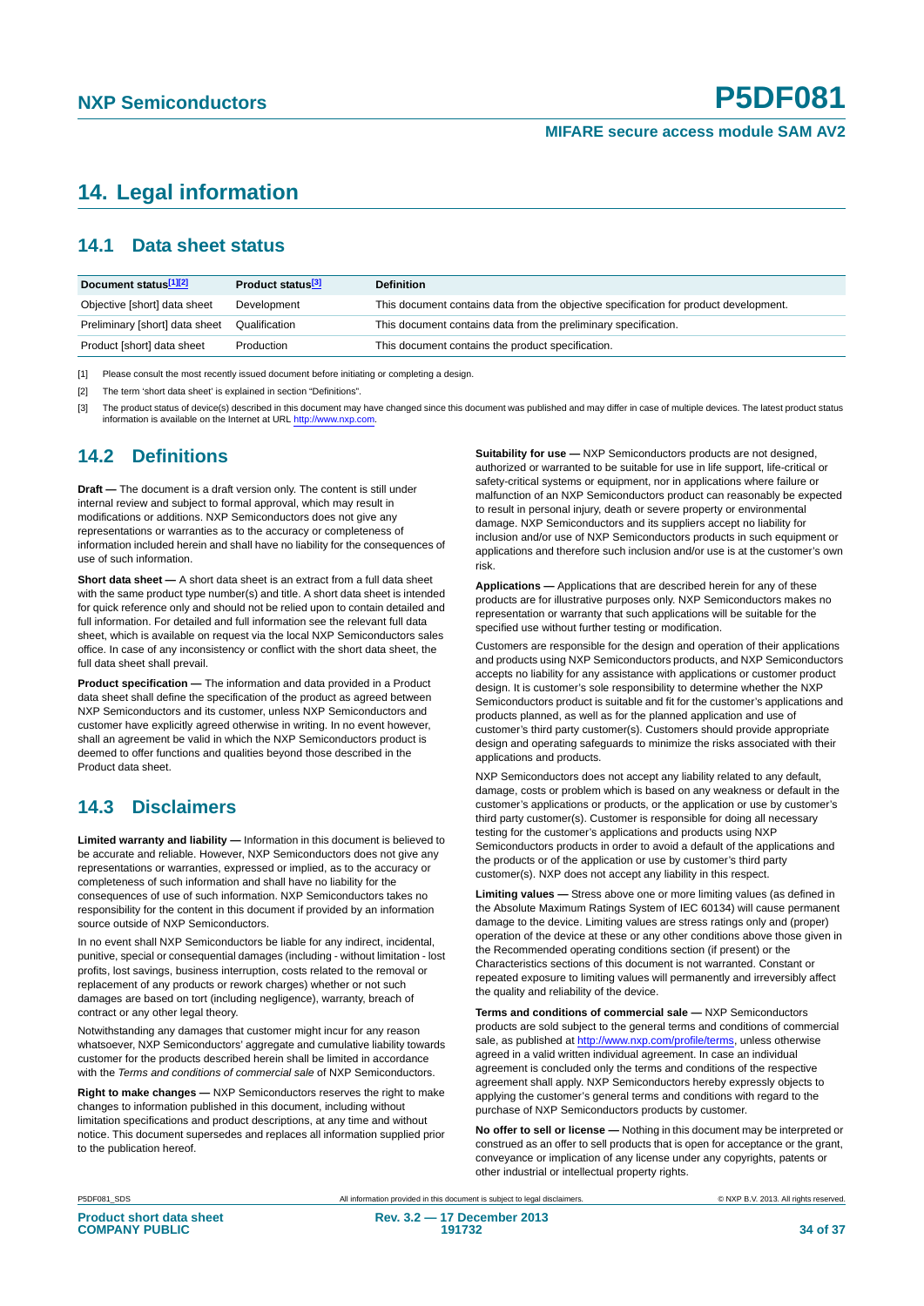# 14. Legal information

## 14.1 Data sheet status

| Document status[1][2] | Product status[3] | Definition |
|---|---|---|
| Objective [short] data sheet | Development | This document contains data from the objective specification for product development. |
| Preliminary [short] data sheet | Qualification | This document contains data from the preliminary specification. |
| Product [short] data sheet | Production | This document contains the product specification. |

[1] Please consult the most recently issued document before initiating or completing a design.

[2] The term 'short data sheet' is explained in section "Definitions".

[3] The product status of device(s) described in this document may have changed since this document was published and may differ in case of multiple devices. The latest product status information is available on the Internet at URL http://www.nxp.com.

## 14.2 Definitions

**Draft —** The document is a draft version only. The content is still under internal review and subject to formal approval, which may result in modifications or additions. NXP Semiconductors does not give any representations or warranties as to the accuracy or completeness of information included herein and shall have no liability for the consequences of use of such information.

**Short data sheet —** A short data sheet is an extract from a full data sheet with the same product type number(s) and title. A short data sheet is intended for quick reference only and should not be relied upon to contain detailed and full information. For detailed and full information see the relevant full data sheet, which is available on request via the local NXP Semiconductors sales office. In case of any inconsistency or conflict with the short data sheet, the full data sheet shall prevail.

**Product specification —** The information and data provided in a Product data sheet shall define the specification of the product as agreed between NXP Semiconductors and its customer, unless NXP Semiconductors and customer have explicitly agreed otherwise in writing. In no event however, shall an agreement be valid in which the NXP Semiconductors product is deemed to offer functions and qualities beyond those described in the Product data sheet.

## 14.3 Disclaimers

**Limited warranty and liability —** Information in this document is believed to be accurate and reliable. However, NXP Semiconductors does not give any representations or warranties, expressed or implied, as to the accuracy or completeness of such information and shall have no liability for the consequences of use of such information. NXP Semiconductors takes no responsibility for the content in this document if provided by an information source outside of NXP Semiconductors.

In no event shall NXP Semiconductors be liable for any indirect, incidental, punitive, special or consequential damages (including - without limitation - lost profits, lost savings, business interruption, costs related to the removal or replacement of any products or rework charges) whether or not such damages are based on tort (including negligence), warranty, breach of contract or any other legal theory.

Notwithstanding any damages that customer might incur for any reason whatsoever, NXP Semiconductors' aggregate and cumulative liability towards customer for the products described herein shall be limited in accordance with the *Terms and conditions of commercial sale* of NXP Semiconductors.

**Right to make changes —** NXP Semiconductors reserves the right to make changes to information published in this document, including without limitation specifications and product descriptions, at any time and without notice. This document supersedes and replaces all information supplied prior to the publication hereof.

**Suitability for use —** NXP Semiconductors products are not designed, authorized or warranted to be suitable for use in life support, life-critical or safety-critical systems or equipment, nor in applications where failure or malfunction of an NXP Semiconductors product can reasonably be expected to result in personal injury, death or severe property or environmental damage. NXP Semiconductors and its suppliers accept no liability for inclusion and/or use of NXP Semiconductors products in such equipment or applications and therefore such inclusion and/or use is at the customer's own risk.

**Applications —** Applications that are described herein for any of these products are for illustrative purposes only. NXP Semiconductors makes no representation or warranty that such applications will be suitable for the specified use without further testing or modification.

Customers are responsible for the design and operation of their applications and products using NXP Semiconductors products, and NXP Semiconductors accepts no liability for any assistance with applications or customer product design. It is customer's sole responsibility to determine whether the NXP Semiconductors product is suitable and fit for the customer's applications and products planned, as well as for the planned application and use of customer's third party customer(s). Customers should provide appropriate design and operating safeguards to minimize the risks associated with their applications and products.

NXP Semiconductors does not accept any liability related to any default, damage, costs or problem which is based on any weakness or default in the customer's applications or products, or the application or use by customer's third party customer(s). Customer is responsible for doing all necessary testing for the customer's applications and products using NXP Semiconductors products in order to avoid a default of the applications and the products or of the application or use by customer's third party customer(s). NXP does not accept any liability in this respect.

**Limiting values —** Stress above one or more limiting values (as defined in the Absolute Maximum Ratings System of IEC 60134) will cause permanent damage to the device. Limiting values are stress ratings only and (proper) operation of the device at these or any other conditions above those given in the Recommended operating conditions section (if present) or the Characteristics sections of this document is not warranted. Constant or repeated exposure to limiting values will permanently and irreversibly affect the quality and reliability of the device.

**Terms and conditions of commercial sale —** NXP Semiconductors products are sold subject to the general terms and conditions of commercial sale, as published at http://www.nxp.com/profile/terms, unless otherwise agreed in a valid written individual agreement. In case an individual agreement is concluded only the terms and conditions of the respective agreement shall apply. NXP Semiconductors hereby expressly objects to applying the customer's general terms and conditions with regard to the purchase of NXP Semiconductors products by customer.

**No offer to sell or license —** Nothing in this document may be interpreted or construed as an offer to sell products that is open for acceptance or the grant, conveyance or implication of any license under any copyrights, patents or other industrial or intellectual property rights.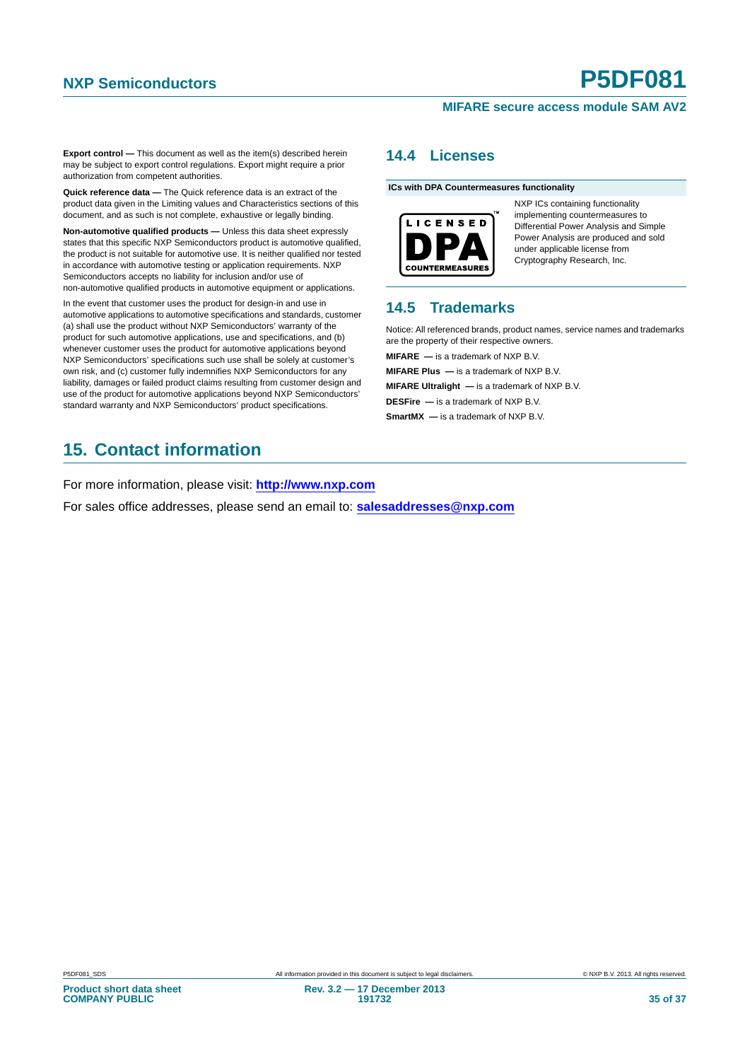**Export control —** This document as well as the item(s) described herein may be subject to export control regulations. Export might require a prior authorization from competent authorities.

**Quick reference data —** The Quick reference data is an extract of the product data given in the Limiting values and Characteristics sections of this document, and as such is not complete, exhaustive or legally binding.

**Non-automotive qualified products —** Unless this data sheet expressly states that this specific NXP Semiconductors product is automotive qualified, the product is not suitable for automotive use. It is neither qualified nor tested in accordance with automotive testing or application requirements. NXP Semiconductors accepts no liability for inclusion and/or use of non-automotive qualified products in automotive equipment or applications.

In the event that customer uses the product for design-in and use in automotive applications to automotive specifications and standards, customer (a) shall use the product without NXP Semiconductors' warranty of the product for such automotive applications, use and specifications, and (b) whenever customer uses the product for automotive applications beyond NXP Semiconductors' specifications such use shall be solely at customer's own risk, and (c) customer fully indemnifies NXP Semiconductors for any liability, damages or failed product claims resulting from customer design and use of the product for automotive applications beyond NXP Semiconductors' standard warranty and NXP Semiconductors' product specifications.

### 14.4 Licenses

**ICs with DPA Countermeasures functionality**

LICENSED DPA COUNTERMEASURES™

NXP ICs containing functionality implementing countermeasures to Differential Power Analysis and Simple Power Analysis are produced and sold under applicable license from Cryptography Research, Inc.

### 14.5 Trademarks

Notice: All referenced brands, product names, service names and trademarks are the property of their respective owners.

**MIFARE —** is a trademark of NXP B.V.

**MIFARE Plus —** is a trademark of NXP B.V.

**MIFARE Ultralight —** is a trademark of NXP B.V.

**DESFire —** is a trademark of NXP B.V.

**SmartMX —** is a trademark of NXP B.V.

## 15. Contact information

For more information, please visit: **http://www.nxp.com**

For sales office addresses, please send an email to: **salesaddresses@nxp.com**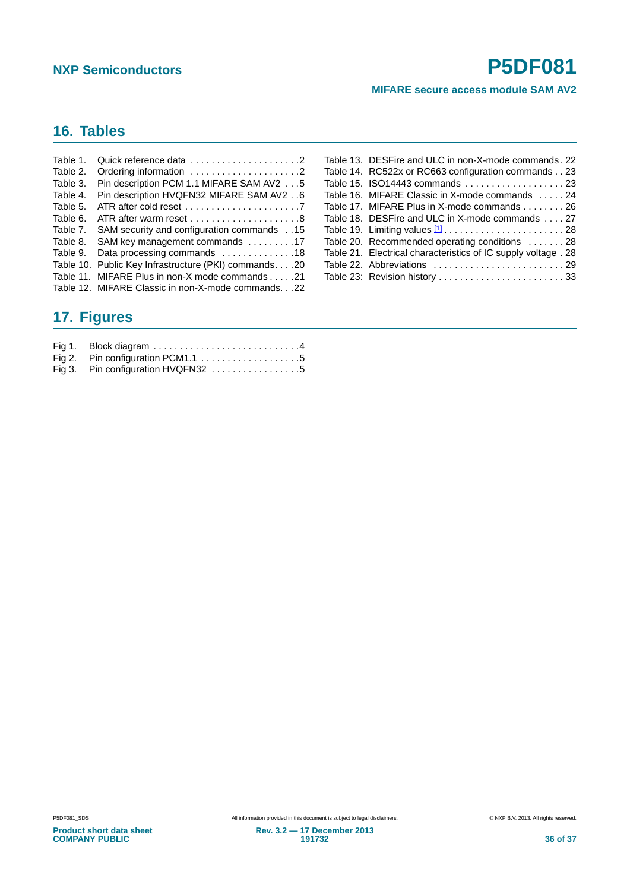## 16. Tables

Table 1. Quick reference data . . . . . . . . . . . . . . . . . . . . .2
Table 2. Ordering information . . . . . . . . . . . . . . . . . . . . .2
Table 3. Pin description PCM 1.1 MIFARE SAM AV2 . . .5
Table 4. Pin description HVQFN32 MIFARE SAM AV2 . .6
Table 5. ATR after cold reset . . . . . . . . . . . . . . . . . . . . . .7
Table 6. ATR after warm reset . . . . . . . . . . . . . . . . . . . . .8
Table 7. SAM security and configuration commands . .15
Table 8. SAM key management commands . . . . . . . . .17
Table 9. Data processing commands . . . . . . . . . . . . .18
Table 10. Public Key Infrastructure (PKI) commands. . . .20
Table 11. MIFARE Plus in non-X mode commands . . . . .21
Table 12. MIFARE Classic in non-X-mode commands. . .22
Table 13. DESFire and ULC in non-X-mode commands . 22
Table 14. RC522x or RC663 configuration commands . . 23
Table 15. ISO14443 commands . . . . . . . . . . . . . . . . . . 23
Table 16. MIFARE Classic in X-mode commands . . . . . 24
Table 17. MIFARE Plus in X-mode commands . . . . . . . . 26
Table 18. DESFire and ULC in X-mode commands . . . . 27
Table 19. Limiting values [1] . . . . . . . . . . . . . . . . . . . . . . . 28
Table 20. Recommended operating conditions . . . . . . . 28
Table 21. Electrical characteristics of IC supply voltage . 28
Table 22. Abbreviations . . . . . . . . . . . . . . . . . . . . . . . . . 29
Table 23: Revision history . . . . . . . . . . . . . . . . . . . . . . . . 33

## 17. Figures

Fig 1. Block diagram . . . . . . . . . . . . . . . . . . . . . . . . . . .4
Fig 2. Pin configuration PCM1.1 . . . . . . . . . . . . . . . . . . .5
Fig 3. Pin configuration HVQFN32 . . . . . . . . . . . . . . . . .5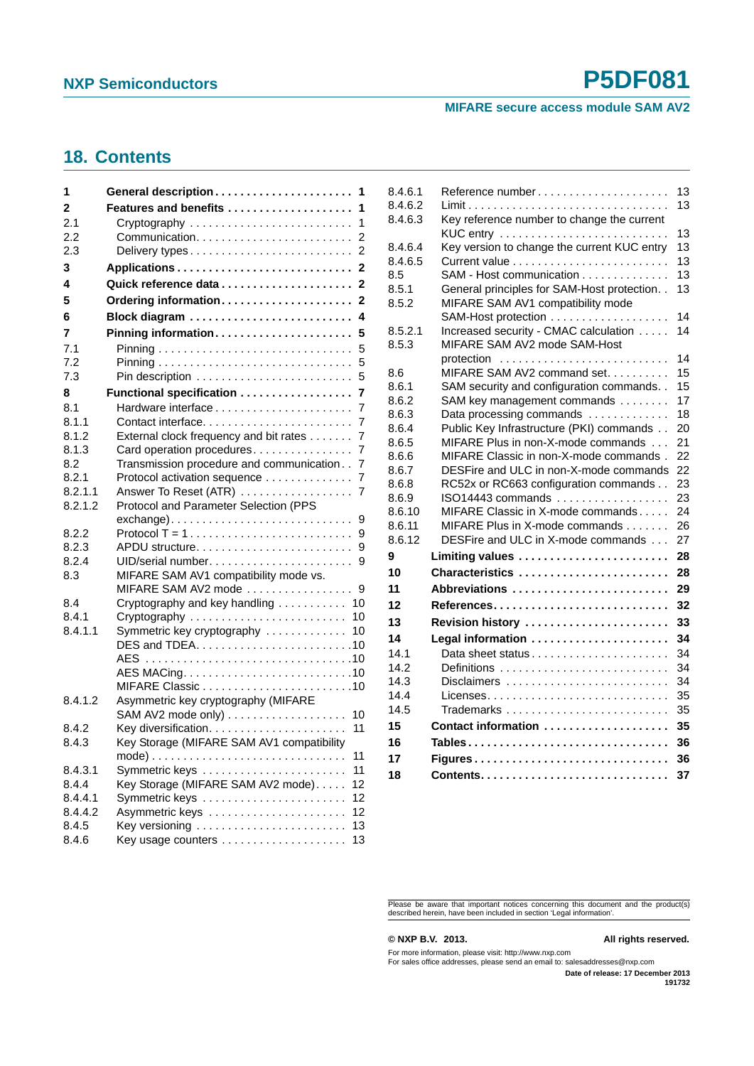## 18. Contents

| | | |
|---|---|---|
| **1** | **General description** | **1** |
| **2** | **Features and benefits** | **1** |
| 2.1 | Cryptography | 1 |
| 2.2 | Communication | 2 |
| 2.3 | Delivery types | 2 |
| **3** | **Applications** | **2** |
| **4** | **Quick reference data** | **2** |
| **5** | **Ordering information** | **2** |
| **6** | **Block diagram** | **4** |
| **7** | **Pinning information** | **5** |
| 7.1 | Pinning | 5 |
| 7.2 | Pinning | 5 |
| 7.3 | Pin description | 5 |
| **8** | **Functional specification** | **7** |
| 8.1 | Hardware interface | 7 |
| 8.1.1 | Contact interface | 7 |
| 8.1.2 | External clock frequency and bit rates | 7 |
| 8.1.3 | Card operation procedures | 7 |
| 8.2 | Transmission procedure and communication | 7 |
| 8.2.1 | Protocol activation sequence | 7 |
| 8.2.1.1 | Answer To Reset (ATR) | 7 |
| 8.2.1.2 | Protocol and Parameter Selection (PPS exchange) | 9 |
| 8.2.2 | Protocol T = 1 | 9 |
| 8.2.3 | APDU structure | 9 |
| 8.2.4 | UID/serial number | 9 |
| 8.3 | MIFARE SAM AV1 compatibility mode vs. MIFARE SAM AV2 mode | 9 |
| 8.4 | Cryptography and key handling | 10 |
| 8.4.1 | Cryptography | 10 |
| 8.4.1.1 | Symmetric key cryptography | 10 |
| | DES and TDEA | 10 |
| | AES | 10 |
| | AES MACing | 10 |
| | MIFARE Classic | 10 |
| 8.4.1.2 | Asymmetric key cryptography (MIFARE SAM AV2 mode only) | 10 |
| 8.4.2 | Key diversification | 11 |
| 8.4.3 | Key Storage (MIFARE SAM AV1 compatibility mode) | 11 |
| 8.4.3.1 | Symmetric keys | 11 |
| 8.4.4 | Key Storage (MIFARE SAM AV2 mode) | 12 |
| 8.4.4.1 | Symmetric keys | 12 |
| 8.4.4.2 | Asymmetric keys | 12 |
| 8.4.5 | Key versioning | 13 |
| 8.4.6 | Key usage counters | 13 |
| 8.4.6.1 | Reference number | 13 |
| 8.4.6.2 | Limit | 13 |
| 8.4.6.3 | Key reference number to change the current KUC entry | 13 |
| 8.4.6.4 | Key version to change the current KUC entry | 13 |
| 8.4.6.5 | Current value | 13 |
| 8.5 | SAM - Host communication | 13 |
| 8.5.1 | General principles for SAM-Host protection | 13 |
| 8.5.2 | MIFARE SAM AV1 compatibility mode SAM-Host protection | 14 |
| 8.5.2.1 | Increased security - CMAC calculation | 14 |
| 8.5.3 | MIFARE SAM AV2 mode SAM-Host protection | 14 |
| 8.6 | MIFARE SAM AV2 command set | 15 |
| 8.6.1 | SAM security and configuration commands | 15 |
| 8.6.2 | SAM key management commands | 17 |
| 8.6.3 | Data processing commands | 18 |
| 8.6.4 | Public Key Infrastructure (PKI) commands | 20 |
| 8.6.5 | MIFARE Plus in non-X-mode commands | 21 |
| 8.6.6 | MIFARE Classic in non-X-mode commands | 22 |
| 8.6.7 | DESFire and ULC in non-X-mode commands | 22 |
| 8.6.8 | RC52x or RC663 configuration commands | 23 |
| 8.6.9 | ISO14443 commands | 23 |
| 8.6.10 | MIFARE Classic in X-mode commands | 24 |
| 8.6.11 | MIFARE Plus in X-mode commands | 26 |
| 8.6.12 | DESFire and ULC in X-mode commands | 27 |
| **9** | **Limiting values** | **28** |
| **10** | **Characteristics** | **28** |
| **11** | **Abbreviations** | **29** |
| **12** | **References** | **32** |
| **13** | **Revision history** | **33** |
| **14** | **Legal information** | **34** |
| 14.1 | Data sheet status | 34 |
| 14.2 | Definitions | 34 |
| 14.3 | Disclaimers | 34 |
| 14.4 | Licenses | 35 |
| 14.5 | Trademarks | 35 |
| **15** | **Contact information** | **35** |
| **16** | **Tables** | **36** |
| **17** | **Figures** | **36** |
| **18** | **Contents** | **37** |

Please be aware that important notices concerning this document and the product(s) described herein, have been included in section 'Legal information'.

**© NXP B.V. 2013. All rights reserved.**

For more information, please visit: http://www.nxp.com
For sales office addresses, please send an email to: salesaddresses@nxp.com

**Date of release: 17 December 2013**
**191732**